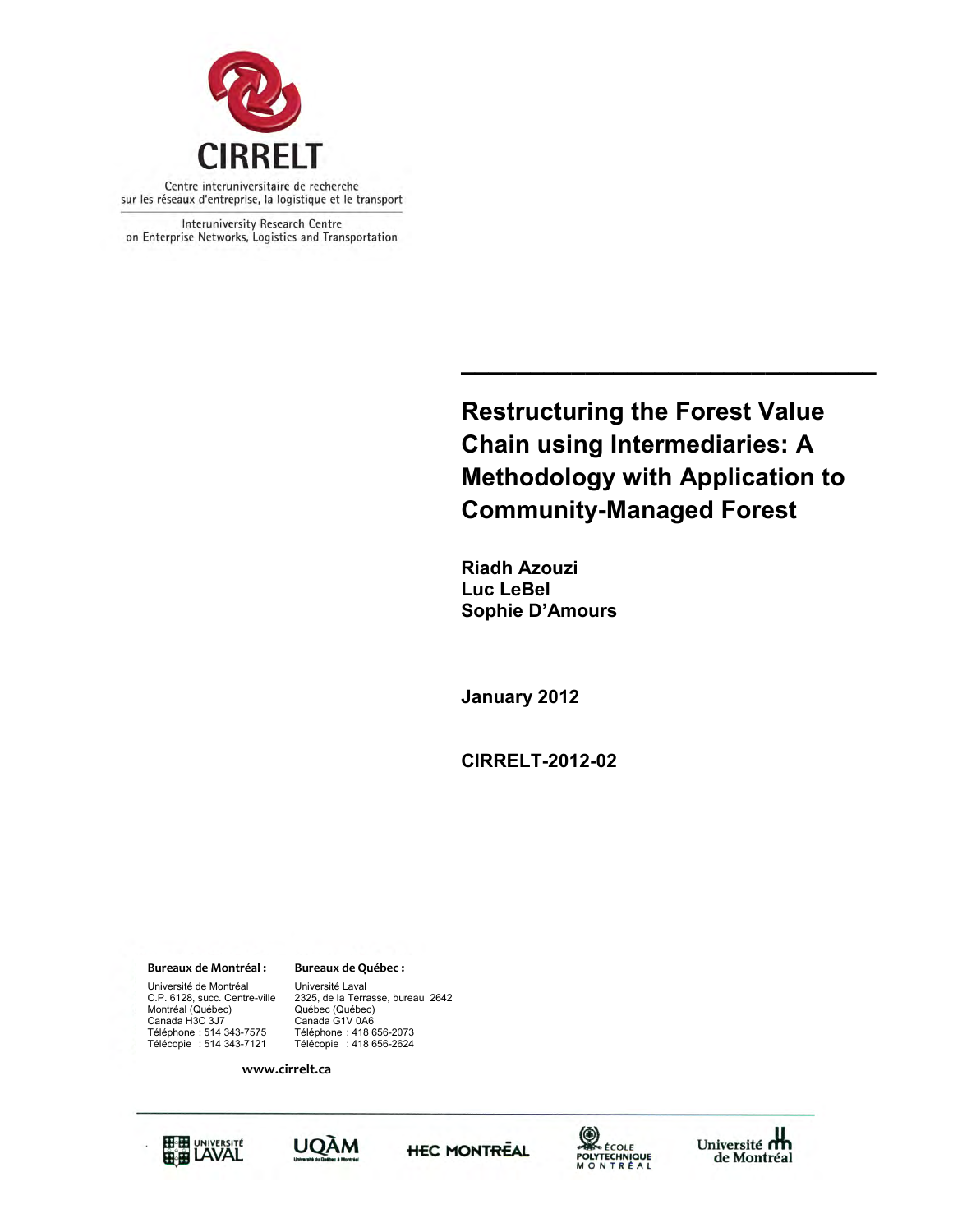CIRRELT

Centre interuniversitaire de recherche sur les réseaux d'entreprise, la logistique et le transport

Interuniversity Research Centre on Enterprise Networks, Logistics and Transportation

# Restructuring the Forest Value Chain using Intermediaries: A Methodology with Application to Community-Managed Forest

**Riadh Azouzi**
**Luc LeBel**
**Sophie D'Amours**

**January 2012**

**CIRRELT-2012-02**

**Bureaux de Montréal :**

Université de Montréal
C.P. 6128, succ. Centre-ville
Montréal (Québec)
Canada H3C 3J7
Téléphone : 514 343-7575
Télécopie : 514 343-7121

**Bureaux de Québec :**

Université Laval
2325, de la Terrasse, bureau 2642
Québec (Québec)
Canada G1V 0A6
Téléphone : 418 656-2073
Télécopie : 418 656-2624

**www.cirrelt.ca**

Université Laval | UQÀM | HEC Montréal | École Polytechnique Montréal | Université de Montréal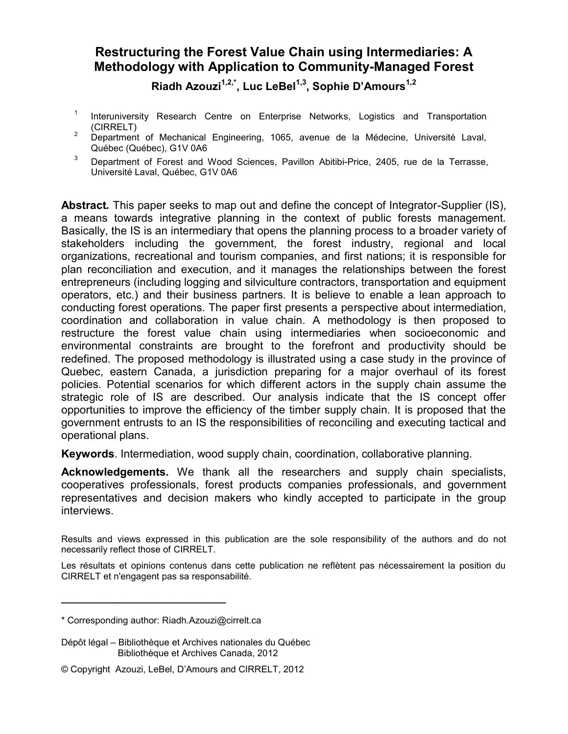# Restructuring the Forest Value Chain using Intermediaries: A Methodology with Application to Community-Managed Forest

**Riadh Azouzi[1,2,*], Luc LeBel[1,3], Sophie D'Amours[1,2]**

[1] Interuniversity Research Centre on Enterprise Networks, Logistics and Transportation (CIRRELT)

[2] Department of Mechanical Engineering, 1065, avenue de la Médecine, Université Laval, Québec (Québec), G1V 0A6

[3] Department of Forest and Wood Sciences, Pavillon Abitibi-Price, 2405, rue de la Terrasse, Université Laval, Québec, G1V 0A6

**Abstract.** This paper seeks to map out and define the concept of Integrator-Supplier (IS), a means towards integrative planning in the context of public forests management. Basically, the IS is an intermediary that opens the planning process to a broader variety of stakeholders including the government, the forest industry, regional and local organizations, recreational and tourism companies, and first nations; it is responsible for plan reconciliation and execution, and it manages the relationships between the forest entrepreneurs (including logging and silviculture contractors, transportation and equipment operators, etc.) and their business partners. It is believe to enable a lean approach to conducting forest operations. The paper first presents a perspective about intermediation, coordination and collaboration in value chain. A methodology is then proposed to restructure the forest value chain using intermediaries when socioeconomic and environmental constraints are brought to the forefront and productivity should be redefined. The proposed methodology is illustrated using a case study in the province of Quebec, eastern Canada, a jurisdiction preparing for a major overhaul of its forest policies. Potential scenarios for which different actors in the supply chain assume the strategic role of IS are described. Our analysis indicate that the IS concept offer opportunities to improve the efficiency of the timber supply chain. It is proposed that the government entrusts to an IS the responsibilities of reconciling and executing tactical and operational plans.

**Keywords**. Intermediation, wood supply chain, coordination, collaborative planning.

**Acknowledgements.** We thank all the researchers and supply chain specialists, cooperatives professionals, forest products companies professionals, and government representatives and decision makers who kindly accepted to participate in the group interviews.

Results and views expressed in this publication are the sole responsibility of the authors and do not necessarily reflect those of CIRRELT.

Les résultats et opinions contenus dans cette publication ne reflètent pas nécessairement la position du CIRRELT et n'engagent pas sa responsabilité.

---

\* Corresponding author: Riadh.Azouzi@cirrelt.ca

Dépôt légal – Bibliothèque et Archives nationales du Québec
Bibliothèque et Archives Canada, 2012

© Copyright Azouzi, LeBel, D'Amours and CIRRELT, 2012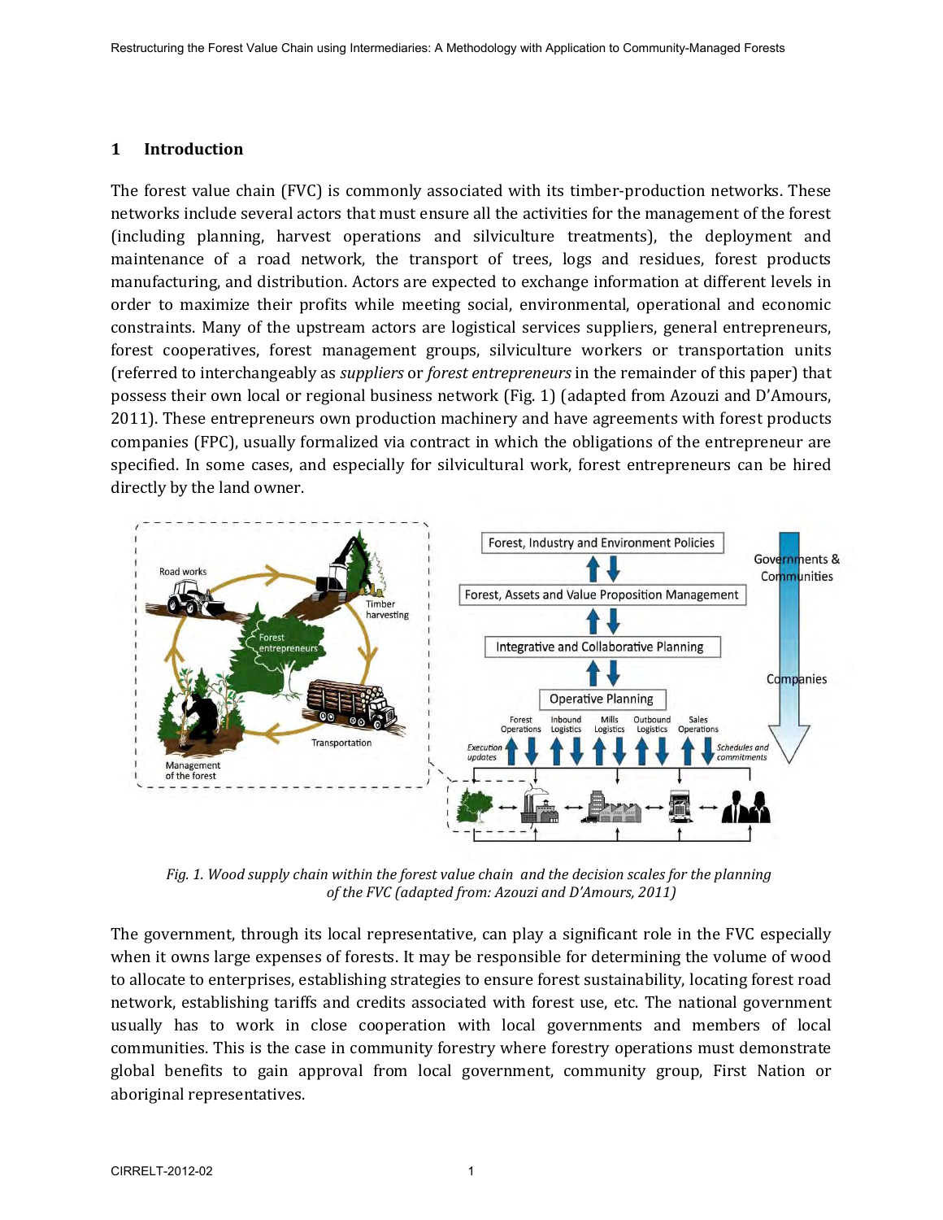## 1 Introduction

The forest value chain (FVC) is commonly associated with its timber-production networks. These networks include several actors that must ensure all the activities for the management of the forest (including planning, harvest operations and silviculture treatments), the deployment and maintenance of a road network, the transport of trees, logs and residues, forest products manufacturing, and distribution. Actors are expected to exchange information at different levels in order to maximize their profits while meeting social, environmental, operational and economic constraints. Many of the upstream actors are logistical services suppliers, general entrepreneurs, forest cooperatives, forest management groups, silviculture workers or transportation units (referred to interchangeably as *suppliers* or *forest entrepreneurs* in the remainder of this paper) that possess their own local or regional business network (Fig. 1) (adapted from Azouzi and D'Amours, 2011). These entrepreneurs own production machinery and have agreements with forest products companies (FPC), usually formalized via contract in which the obligations of the entrepreneur are specified. In some cases, and especially for silvicultural work, forest entrepreneurs can be hired directly by the land owner.

*Fig. 1. Wood supply chain within the forest value chain and the decision scales for the planning of the FVC (adapted from: Azouzi and D'Amours, 2011)*

The government, through its local representative, can play a significant role in the FVC especially when it owns large expenses of forests. It may be responsible for determining the volume of wood to allocate to enterprises, establishing strategies to ensure forest sustainability, locating forest road network, establishing tariffs and credits associated with forest use, etc. The national government usually has to work in close cooperation with local governments and members of local communities. This is the case in community forestry where forestry operations must demonstrate global benefits to gain approval from local government, community group, First Nation or aboriginal representatives.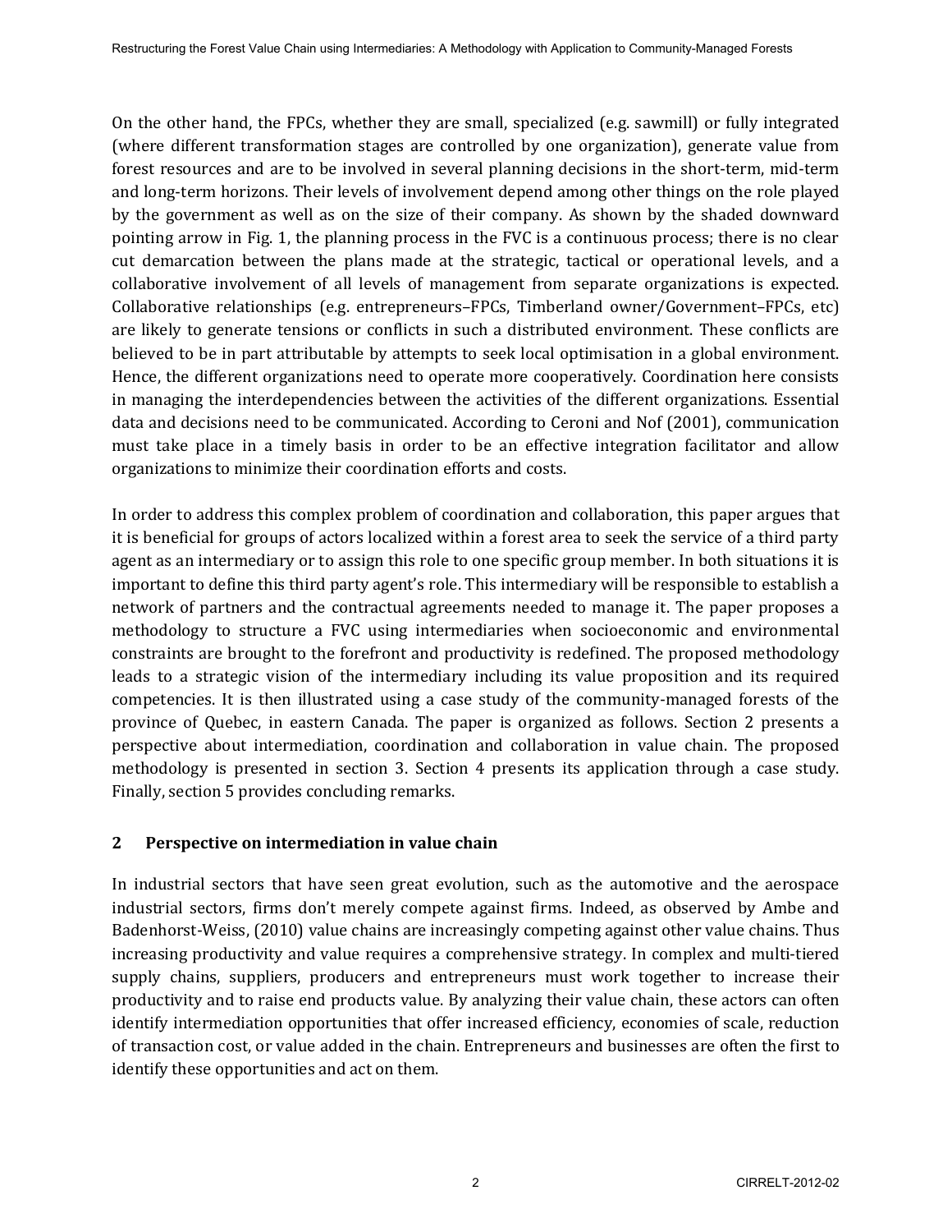On the other hand, the FPCs, whether they are small, specialized (e.g. sawmill) or fully integrated (where different transformation stages are controlled by one organization), generate value from forest resources and are to be involved in several planning decisions in the short-term, mid-term and long-term horizons. Their levels of involvement depend among other things on the role played by the government as well as on the size of their company. As shown by the shaded downward pointing arrow in Fig. 1, the planning process in the FVC is a continuous process; there is no clear cut demarcation between the plans made at the strategic, tactical or operational levels, and a collaborative involvement of all levels of management from separate organizations is expected. Collaborative relationships (e.g. entrepreneurs–FPCs, Timberland owner/Government–FPCs, etc) are likely to generate tensions or conflicts in such a distributed environment. These conflicts are believed to be in part attributable by attempts to seek local optimisation in a global environment. Hence, the different organizations need to operate more cooperatively. Coordination here consists in managing the interdependencies between the activities of the different organizations. Essential data and decisions need to be communicated. According to Ceroni and Nof (2001), communication must take place in a timely basis in order to be an effective integration facilitator and allow organizations to minimize their coordination efforts and costs.

In order to address this complex problem of coordination and collaboration, this paper argues that it is beneficial for groups of actors localized within a forest area to seek the service of a third party agent as an intermediary or to assign this role to one specific group member. In both situations it is important to define this third party agent's role. This intermediary will be responsible to establish a network of partners and the contractual agreements needed to manage it. The paper proposes a methodology to structure a FVC using intermediaries when socioeconomic and environmental constraints are brought to the forefront and productivity is redefined. The proposed methodology leads to a strategic vision of the intermediary including its value proposition and its required competencies. It is then illustrated using a case study of the community-managed forests of the province of Quebec, in eastern Canada. The paper is organized as follows. Section 2 presents a perspective about intermediation, coordination and collaboration in value chain. The proposed methodology is presented in section 3. Section 4 presents its application through a case study. Finally, section 5 provides concluding remarks.

## 2 Perspective on intermediation in value chain

In industrial sectors that have seen great evolution, such as the automotive and the aerospace industrial sectors, firms don't merely compete against firms. Indeed, as observed by Ambe and Badenhorst-Weiss, (2010) value chains are increasingly competing against other value chains. Thus increasing productivity and value requires a comprehensive strategy. In complex and multi-tiered supply chains, suppliers, producers and entrepreneurs must work together to increase their productivity and to raise end products value. By analyzing their value chain, these actors can often identify intermediation opportunities that offer increased efficiency, economies of scale, reduction of transaction cost, or value added in the chain. Entrepreneurs and businesses are often the first to identify these opportunities and act on them.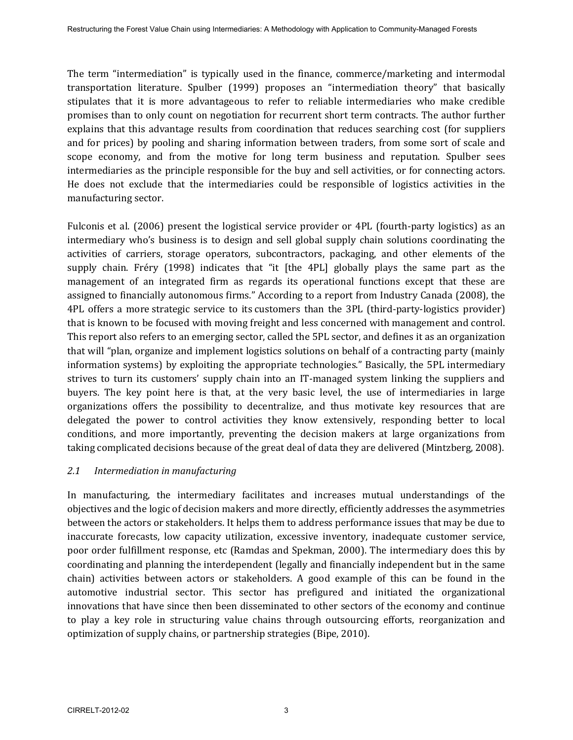The term “intermediation” is typically used in the finance, commerce/marketing and intermodal transportation literature. Spulber (1999) proposes an “intermediation theory” that basically stipulates that it is more advantageous to refer to reliable intermediaries who make credible promises than to only count on negotiation for recurrent short term contracts. The author further explains that this advantage results from coordination that reduces searching cost (for suppliers and for prices) by pooling and sharing information between traders, from some sort of scale and scope economy, and from the motive for long term business and reputation. Spulber sees intermediaries as the principle responsible for the buy and sell activities, or for connecting actors. He does not exclude that the intermediaries could be responsible of logistics activities in the manufacturing sector.

Fulconis et al. (2006) present the logistical service provider or 4PL (fourth-party logistics) as an intermediary who’s business is to design and sell global supply chain solutions coordinating the activities of carriers, storage operators, subcontractors, packaging, and other elements of the supply chain. Fréry (1998) indicates that “it [the 4PL] globally plays the same part as the management of an integrated firm as regards its operational functions except that these are assigned to financially autonomous firms.” According to a report from Industry Canada (2008), the 4PL offers a more strategic service to its customers than the 3PL (third-party-logistics provider) that is known to be focused with moving freight and less concerned with management and control. This report also refers to an emerging sector, called the 5PL sector, and defines it as an organization that will “plan, organize and implement logistics solutions on behalf of a contracting party (mainly information systems) by exploiting the appropriate technologies.” Basically, the 5PL intermediary strives to turn its customers’ supply chain into an IT-managed system linking the suppliers and buyers. The key point here is that, at the very basic level, the use of intermediaries in large organizations offers the possibility to decentralize, and thus motivate key resources that are delegated the power to control activities they know extensively, responding better to local conditions, and more importantly, preventing the decision makers at large organizations from taking complicated decisions because of the great deal of data they are delivered (Mintzberg, 2008).

### *2.1 Intermediation in manufacturing*

In manufacturing, the intermediary facilitates and increases mutual understandings of the objectives and the logic of decision makers and more directly, efficiently addresses the asymmetries between the actors or stakeholders. It helps them to address performance issues that may be due to inaccurate forecasts, low capacity utilization, excessive inventory, inadequate customer service, poor order fulfillment response, etc (Ramdas and Spekman, 2000). The intermediary does this by coordinating and planning the interdependent (legally and financially independent but in the same chain) activities between actors or stakeholders. A good example of this can be found in the automotive industrial sector. This sector has prefigured and initiated the organizational innovations that have since then been disseminated to other sectors of the economy and continue to play a key role in structuring value chains through outsourcing efforts, reorganization and optimization of supply chains, or partnership strategies (Bipe, 2010).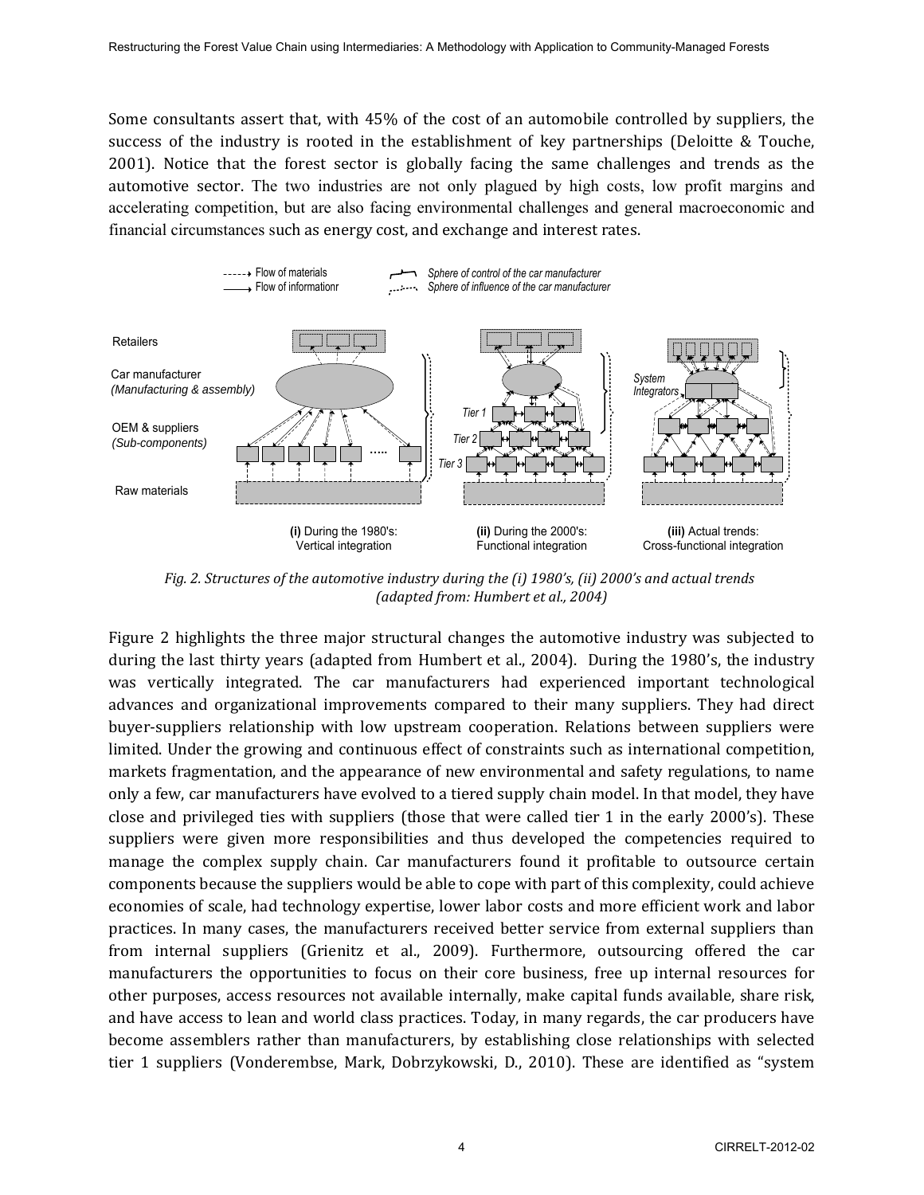Some consultants assert that, with 45% of the cost of an automobile controlled by suppliers, the success of the industry is rooted in the establishment of key partnerships (Deloitte & Touche, 2001). Notice that the forest sector is globally facing the same challenges and trends as the automotive sector. The two industries are not only plagued by high costs, low profit margins and accelerating competition, but are also facing environmental challenges and general macroeconomic and financial circumstances such as energy cost, and exchange and interest rates.

*Fig. 2. Structures of the automotive industry during the (i) 1980's, (ii) 2000's and actual trends (adapted from: Humbert et al., 2004)*

Figure 2 highlights the three major structural changes the automotive industry was subjected to during the last thirty years (adapted from Humbert et al., 2004). During the 1980's, the industry was vertically integrated. The car manufacturers had experienced important technological advances and organizational improvements compared to their many suppliers. They had direct buyer-suppliers relationship with low upstream cooperation. Relations between suppliers were limited. Under the growing and continuous effect of constraints such as international competition, markets fragmentation, and the appearance of new environmental and safety regulations, to name only a few, car manufacturers have evolved to a tiered supply chain model. In that model, they have close and privileged ties with suppliers (those that were called tier 1 in the early 2000's). These suppliers were given more responsibilities and thus developed the competencies required to manage the complex supply chain. Car manufacturers found it profitable to outsource certain components because the suppliers would be able to cope with part of this complexity, could achieve economies of scale, had technology expertise, lower labor costs and more efficient work and labor practices. In many cases, the manufacturers received better service from external suppliers than from internal suppliers (Grienitz et al., 2009). Furthermore, outsourcing offered the car manufacturers the opportunities to focus on their core business, free up internal resources for other purposes, access resources not available internally, make capital funds available, share risk, and have access to lean and world class practices. Today, in many regards, the car producers have become assemblers rather than manufacturers, by establishing close relationships with selected tier 1 suppliers (Vonderembse, Mark, Dobrzykowski, D., 2010). These are identified as "system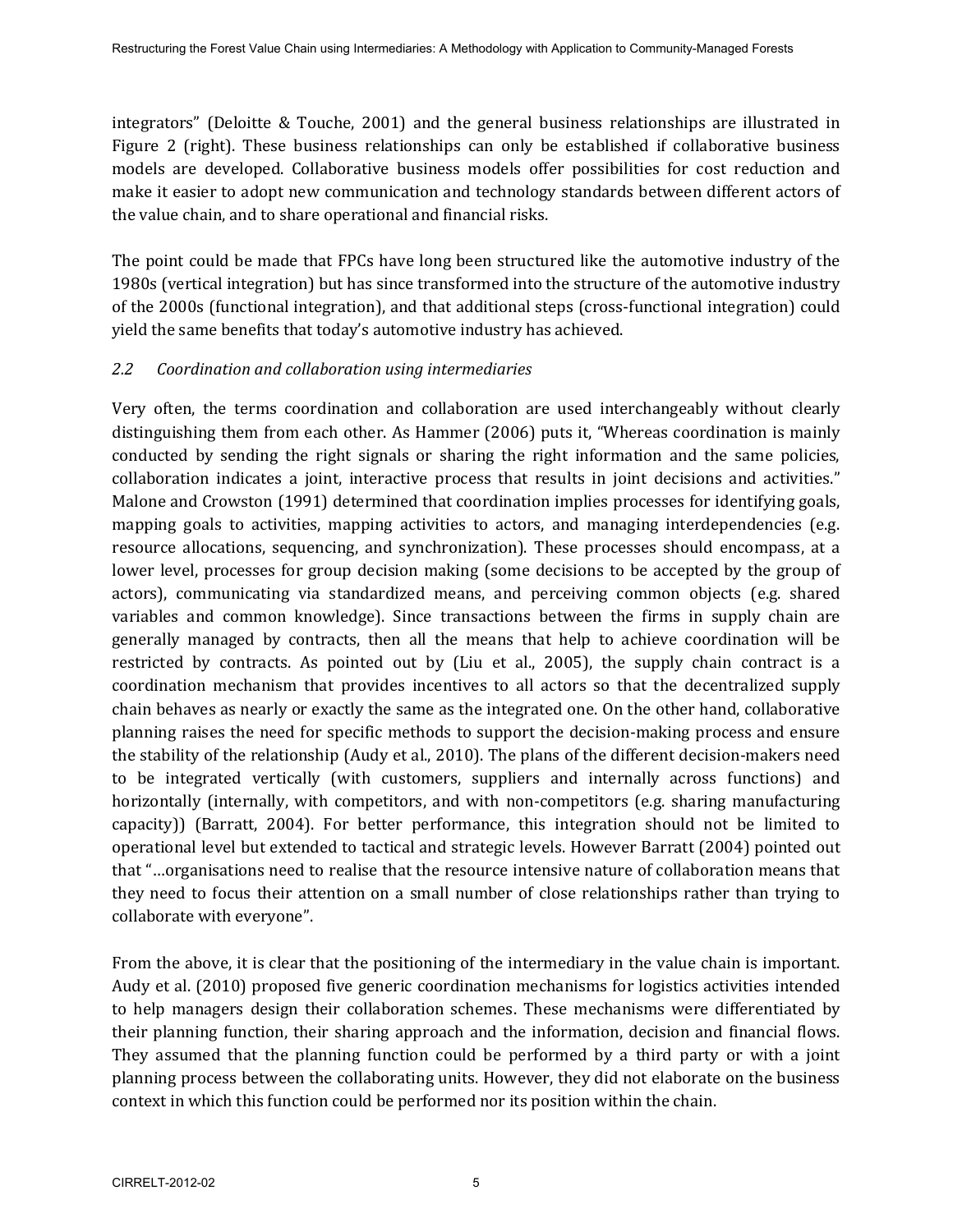integrators" (Deloitte & Touche, 2001) and the general business relationships are illustrated in Figure 2 (right). These business relationships can only be established if collaborative business models are developed. Collaborative business models offer possibilities for cost reduction and make it easier to adopt new communication and technology standards between different actors of the value chain, and to share operational and financial risks.

The point could be made that FPCs have long been structured like the automotive industry of the 1980s (vertical integration) but has since transformed into the structure of the automotive industry of the 2000s (functional integration), and that additional steps (cross-functional integration) could yield the same benefits that today's automotive industry has achieved.

### *2.2 Coordination and collaboration using intermediaries*

Very often, the terms coordination and collaboration are used interchangeably without clearly distinguishing them from each other. As Hammer (2006) puts it, "Whereas coordination is mainly conducted by sending the right signals or sharing the right information and the same policies, collaboration indicates a joint, interactive process that results in joint decisions and activities." Malone and Crowston (1991) determined that coordination implies processes for identifying goals, mapping goals to activities, mapping activities to actors, and managing interdependencies (e.g. resource allocations, sequencing, and synchronization). These processes should encompass, at a lower level, processes for group decision making (some decisions to be accepted by the group of actors), communicating via standardized means, and perceiving common objects (e.g. shared variables and common knowledge). Since transactions between the firms in supply chain are generally managed by contracts, then all the means that help to achieve coordination will be restricted by contracts. As pointed out by (Liu et al., 2005), the supply chain contract is a coordination mechanism that provides incentives to all actors so that the decentralized supply chain behaves as nearly or exactly the same as the integrated one. On the other hand, collaborative planning raises the need for specific methods to support the decision-making process and ensure the stability of the relationship (Audy et al., 2010). The plans of the different decision-makers need to be integrated vertically (with customers, suppliers and internally across functions) and horizontally (internally, with competitors, and with non-competitors (e.g. sharing manufacturing capacity)) (Barratt, 2004). For better performance, this integration should not be limited to operational level but extended to tactical and strategic levels. However Barratt (2004) pointed out that "…organisations need to realise that the resource intensive nature of collaboration means that they need to focus their attention on a small number of close relationships rather than trying to collaborate with everyone".

From the above, it is clear that the positioning of the intermediary in the value chain is important. Audy et al. (2010) proposed five generic coordination mechanisms for logistics activities intended to help managers design their collaboration schemes. These mechanisms were differentiated by their planning function, their sharing approach and the information, decision and financial flows. They assumed that the planning function could be performed by a third party or with a joint planning process between the collaborating units. However, they did not elaborate on the business context in which this function could be performed nor its position within the chain.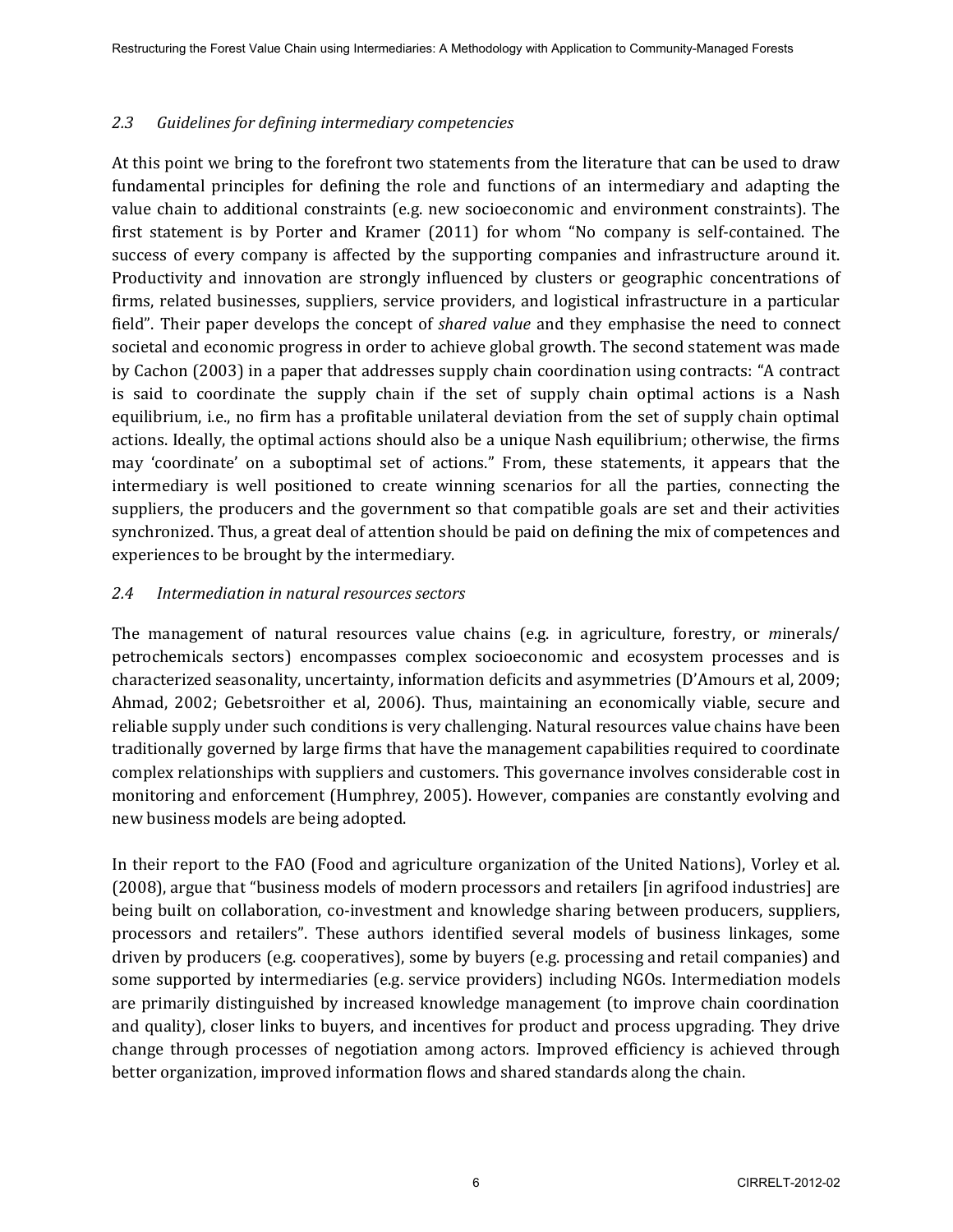### *2.3 Guidelines for defining intermediary competencies*

At this point we bring to the forefront two statements from the literature that can be used to draw fundamental principles for defining the role and functions of an intermediary and adapting the value chain to additional constraints (e.g. new socioeconomic and environment constraints). The first statement is by Porter and Kramer (2011) for whom "No company is self-contained. The success of every company is affected by the supporting companies and infrastructure around it. Productivity and innovation are strongly influenced by clusters or geographic concentrations of firms, related businesses, suppliers, service providers, and logistical infrastructure in a particular field". Their paper develops the concept of *shared value* and they emphasise the need to connect societal and economic progress in order to achieve global growth. The second statement was made by Cachon (2003) in a paper that addresses supply chain coordination using contracts: "A contract is said to coordinate the supply chain if the set of supply chain optimal actions is a Nash equilibrium, i.e., no firm has a profitable unilateral deviation from the set of supply chain optimal actions. Ideally, the optimal actions should also be a unique Nash equilibrium; otherwise, the firms may 'coordinate' on a suboptimal set of actions." From, these statements, it appears that the intermediary is well positioned to create winning scenarios for all the parties, connecting the suppliers, the producers and the government so that compatible goals are set and their activities synchronized. Thus, a great deal of attention should be paid on defining the mix of competences and experiences to be brought by the intermediary.

### *2.4 Intermediation in natural resources sectors*

The management of natural resources value chains (e.g. in agriculture, forestry, or *m*inerals/ petrochemicals sectors) encompasses complex socioeconomic and ecosystem processes and is characterized seasonality, uncertainty, information deficits and asymmetries (D'Amours et al, 2009; Ahmad, 2002; Gebetsroither et al, 2006). Thus, maintaining an economically viable, secure and reliable supply under such conditions is very challenging. Natural resources value chains have been traditionally governed by large firms that have the management capabilities required to coordinate complex relationships with suppliers and customers. This governance involves considerable cost in monitoring and enforcement (Humphrey, 2005). However, companies are constantly evolving and new business models are being adopted.

In their report to the FAO (Food and agriculture organization of the United Nations), Vorley et al. (2008), argue that "business models of modern processors and retailers [in agrifood industries] are being built on collaboration, co-investment and knowledge sharing between producers, suppliers, processors and retailers". These authors identified several models of business linkages, some driven by producers (e.g. cooperatives), some by buyers (e.g. processing and retail companies) and some supported by intermediaries (e.g. service providers) including NGOs. Intermediation models are primarily distinguished by increased knowledge management (to improve chain coordination and quality), closer links to buyers, and incentives for product and process upgrading. They drive change through processes of negotiation among actors. Improved efficiency is achieved through better organization, improved information flows and shared standards along the chain.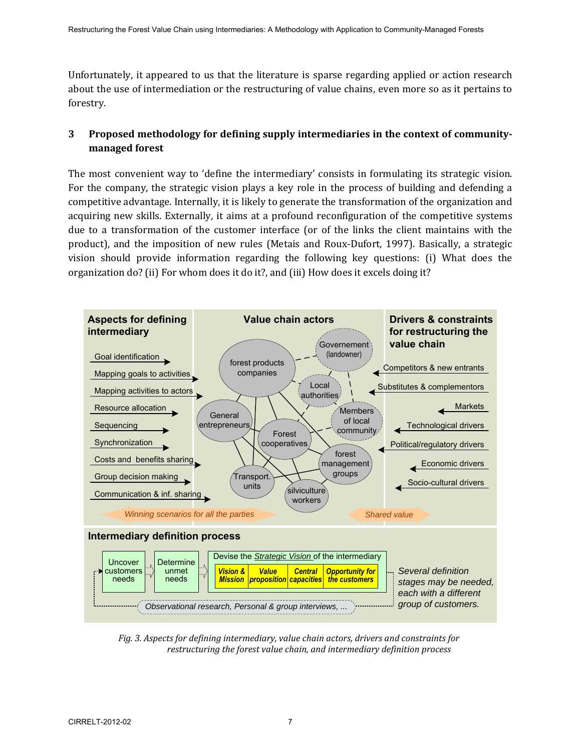Unfortunately, it appeared to us that the literature is sparse regarding applied or action research about the use of intermediation or the restructuring of value chains, even more so as it pertains to forestry.

## 3 Proposed methodology for defining supply intermediaries in the context of community-managed forest

The most convenient way to 'define the intermediary' consists in formulating its strategic vision. For the company, the strategic vision plays a key role in the process of building and defending a competitive advantage. Internally, it is likely to generate the transformation of the organization and acquiring new skills. Externally, it aims at a profound reconfiguration of the competitive systems due to a transformation of the customer interface (or of the links the client maintains with the product), and the imposition of new rules (Metais and Roux-Dufort, 1997). Basically, a strategic vision should provide information regarding the following key questions: (i) What does the organization do? (ii) For whom does it do it?, and (iii) How does it excels doing it?

*Fig. 3. Aspects for defining intermediary, value chain actors, drivers and constraints for restructuring the forest value chain, and intermediary definition process*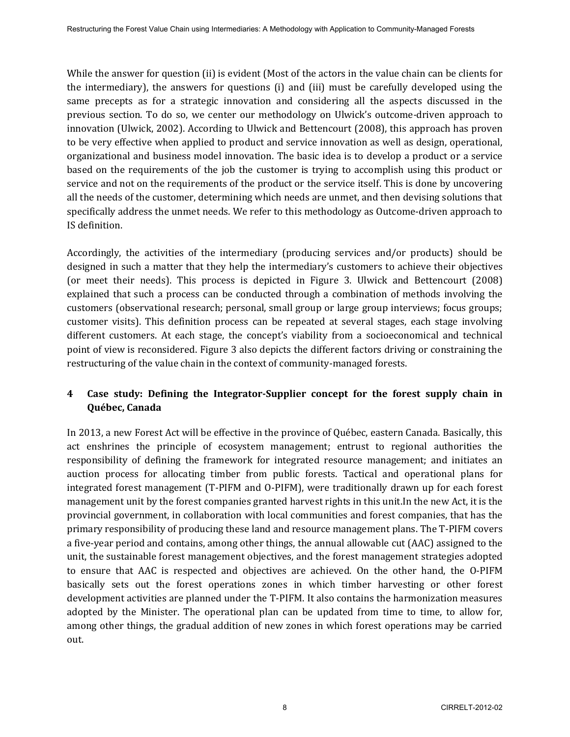While the answer for question (ii) is evident (Most of the actors in the value chain can be clients for the intermediary), the answers for questions (i) and (iii) must be carefully developed using the same precepts as for a strategic innovation and considering all the aspects discussed in the previous section. To do so, we center our methodology on Ulwick's outcome-driven approach to innovation (Ulwick, 2002). According to Ulwick and Bettencourt (2008), this approach has proven to be very effective when applied to product and service innovation as well as design, operational, organizational and business model innovation. The basic idea is to develop a product or a service based on the requirements of the job the customer is trying to accomplish using this product or service and not on the requirements of the product or the service itself. This is done by uncovering all the needs of the customer, determining which needs are unmet, and then devising solutions that specifically address the unmet needs. We refer to this methodology as Outcome-driven approach to IS definition.

Accordingly, the activities of the intermediary (producing services and/or products) should be designed in such a matter that they help the intermediary's customers to achieve their objectives (or meet their needs). This process is depicted in Figure 3. Ulwick and Bettencourt (2008) explained that such a process can be conducted through a combination of methods involving the customers (observational research; personal, small group or large group interviews; focus groups; customer visits). This definition process can be repeated at several stages, each stage involving different customers. At each stage, the concept's viability from a socioeconomical and technical point of view is reconsidered. Figure 3 also depicts the different factors driving or constraining the restructuring of the value chain in the context of community-managed forests.

## 4 Case study: Defining the Integrator-Supplier concept for the forest supply chain in Québec, Canada

In 2013, a new Forest Act will be effective in the province of Québec, eastern Canada. Basically, this act enshrines the principle of ecosystem management; entrust to regional authorities the responsibility of defining the framework for integrated resource management; and initiates an auction process for allocating timber from public forests. Tactical and operational plans for integrated forest management (T-PIFM and O-PIFM), were traditionally drawn up for each forest management unit by the forest companies granted harvest rights in this unit.In the new Act, it is the provincial government, in collaboration with local communities and forest companies, that has the primary responsibility of producing these land and resource management plans. The T-PIFM covers a five-year period and contains, among other things, the annual allowable cut (AAC) assigned to the unit, the sustainable forest management objectives, and the forest management strategies adopted to ensure that AAC is respected and objectives are achieved. On the other hand, the O-PIFM basically sets out the forest operations zones in which timber harvesting or other forest development activities are planned under the T-PIFM. It also contains the harmonization measures adopted by the Minister. The operational plan can be updated from time to time, to allow for, among other things, the gradual addition of new zones in which forest operations may be carried out.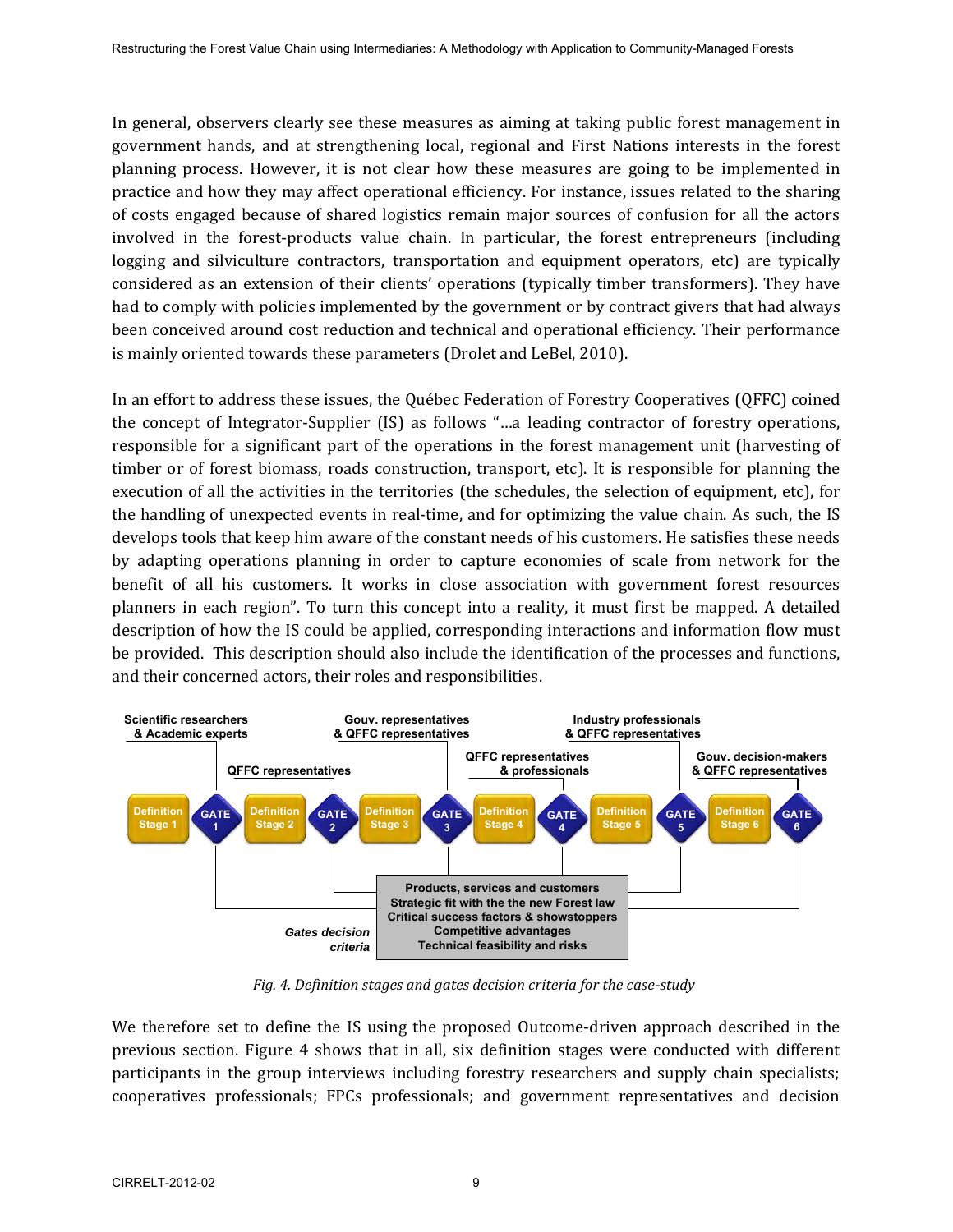In general, observers clearly see these measures as aiming at taking public forest management in government hands, and at strengthening local, regional and First Nations interests in the forest planning process. However, it is not clear how these measures are going to be implemented in practice and how they may affect operational efficiency. For instance, issues related to the sharing of costs engaged because of shared logistics remain major sources of confusion for all the actors involved in the forest-products value chain. In particular, the forest entrepreneurs (including logging and silviculture contractors, transportation and equipment operators, etc) are typically considered as an extension of their clients' operations (typically timber transformers). They have had to comply with policies implemented by the government or by contract givers that had always been conceived around cost reduction and technical and operational efficiency. Their performance is mainly oriented towards these parameters (Drolet and LeBel, 2010).

In an effort to address these issues, the Québec Federation of Forestry Cooperatives (QFFC) coined the concept of Integrator-Supplier (IS) as follows "…a leading contractor of forestry operations, responsible for a significant part of the operations in the forest management unit (harvesting of timber or of forest biomass, roads construction, transport, etc). It is responsible for planning the execution of all the activities in the territories (the schedules, the selection of equipment, etc), for the handling of unexpected events in real-time, and for optimizing the value chain. As such, the IS develops tools that keep him aware of the constant needs of his customers. He satisfies these needs by adapting operations planning in order to capture economies of scale from network for the benefit of all his customers. It works in close association with government forest resources planners in each region". To turn this concept into a reality, it must first be mapped. A detailed description of how the IS could be applied, corresponding interactions and information flow must be provided. This description should also include the identification of the processes and functions, and their concerned actors, their roles and responsibilities.

*Fig. 4. Definition stages and gates decision criteria for the case-study*

We therefore set to define the IS using the proposed Outcome-driven approach described in the previous section. Figure 4 shows that in all, six definition stages were conducted with different participants in the group interviews including forestry researchers and supply chain specialists; cooperatives professionals; FPCs professionals; and government representatives and decision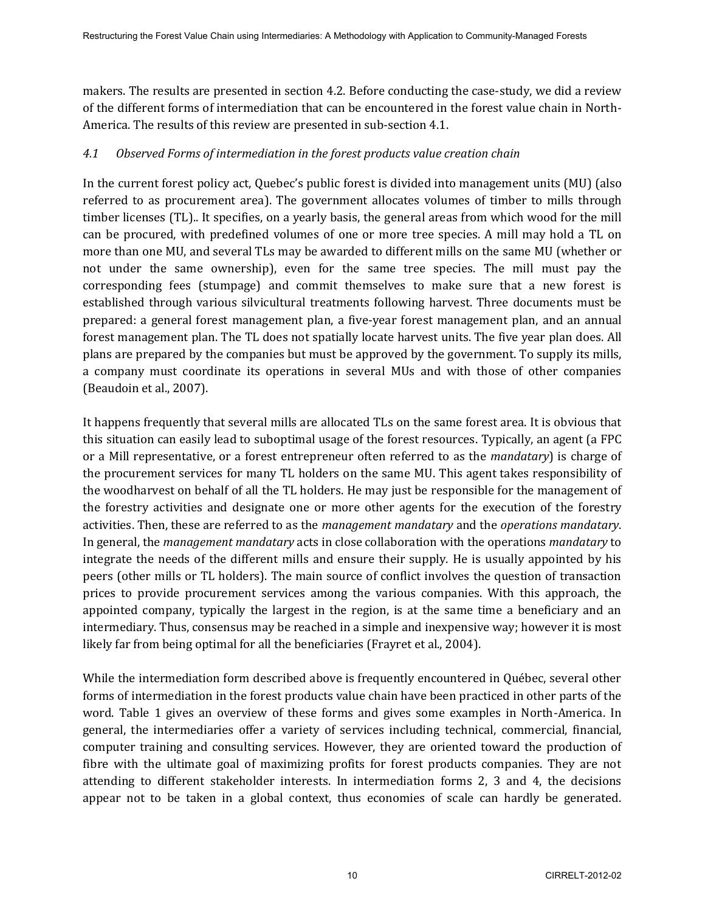makers. The results are presented in section 4.2. Before conducting the case-study, we did a review of the different forms of intermediation that can be encountered in the forest value chain in North-America. The results of this review are presented in sub-section 4.1.

### *4.1 Observed Forms of intermediation in the forest products value creation chain*

In the current forest policy act, Quebec's public forest is divided into management units (MU) (also referred to as procurement area). The government allocates volumes of timber to mills through timber licenses (TL).. It specifies, on a yearly basis, the general areas from which wood for the mill can be procured, with predefined volumes of one or more tree species. A mill may hold a TL on more than one MU, and several TLs may be awarded to different mills on the same MU (whether or not under the same ownership), even for the same tree species. The mill must pay the corresponding fees (stumpage) and commit themselves to make sure that a new forest is established through various silvicultural treatments following harvest. Three documents must be prepared: a general forest management plan, a five-year forest management plan, and an annual forest management plan. The TL does not spatially locate harvest units. The five year plan does. All plans are prepared by the companies but must be approved by the government. To supply its mills, a company must coordinate its operations in several MUs and with those of other companies (Beaudoin et al., 2007).

It happens frequently that several mills are allocated TLs on the same forest area. It is obvious that this situation can easily lead to suboptimal usage of the forest resources. Typically, an agent (a FPC or a Mill representative, or a forest entrepreneur often referred to as the *mandatary*) is charge of the procurement services for many TL holders on the same MU. This agent takes responsibility of the woodharvest on behalf of all the TL holders. He may just be responsible for the management of the forestry activities and designate one or more other agents for the execution of the forestry activities. Then, these are referred to as the *management mandatary* and the *operations mandatary*. In general, the *management mandatary* acts in close collaboration with the operations *mandatary* to integrate the needs of the different mills and ensure their supply. He is usually appointed by his peers (other mills or TL holders). The main source of conflict involves the question of transaction prices to provide procurement services among the various companies. With this approach, the appointed company, typically the largest in the region, is at the same time a beneficiary and an intermediary. Thus, consensus may be reached in a simple and inexpensive way; however it is most likely far from being optimal for all the beneficiaries (Frayret et al., 2004).

While the intermediation form described above is frequently encountered in Québec, several other forms of intermediation in the forest products value chain have been practiced in other parts of the word. Table 1 gives an overview of these forms and gives some examples in North-America. In general, the intermediaries offer a variety of services including technical, commercial, financial, computer training and consulting services. However, they are oriented toward the production of fibre with the ultimate goal of maximizing profits for forest products companies. They are not attending to different stakeholder interests. In intermediation forms 2, 3 and 4, the decisions appear not to be taken in a global context, thus economies of scale can hardly be generated.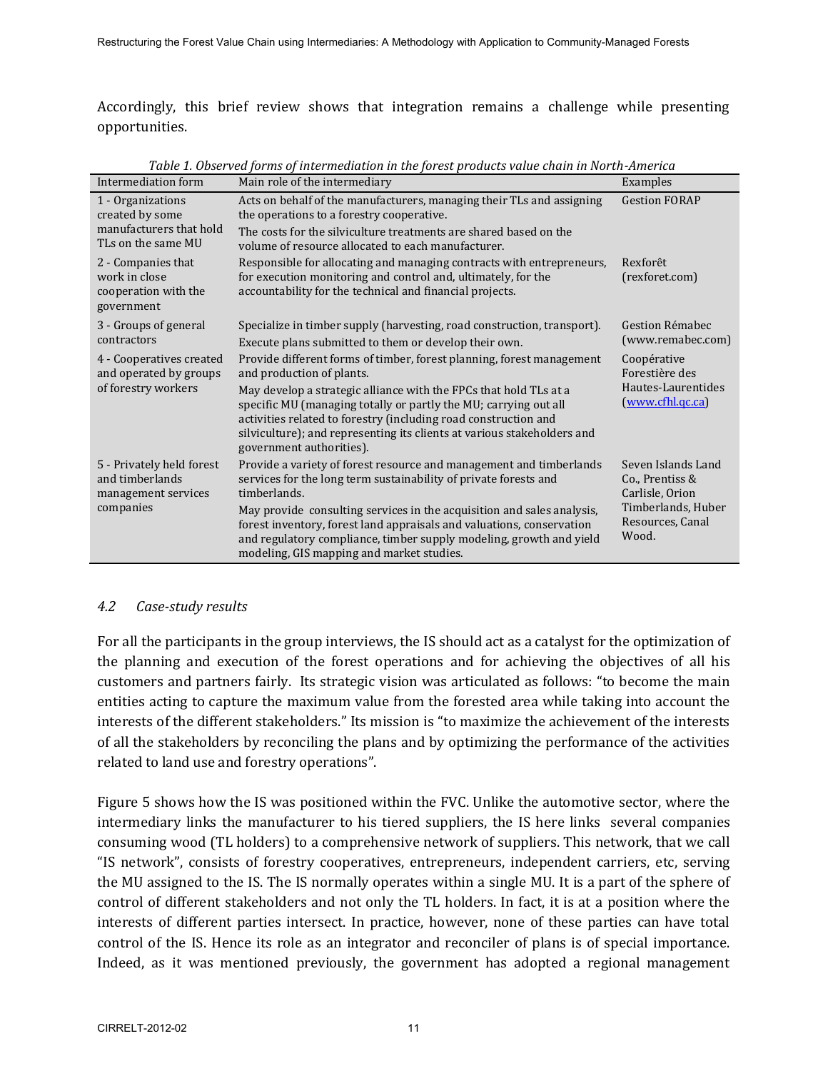Accordingly, this brief review shows that integration remains a challenge while presenting opportunities.

*Table 1. Observed forms of intermediation in the forest products value chain in North-America*

| Intermediation form | Main role of the intermediary | Examples |
|---|---|---|
| 1 - Organizations created by some manufacturers that hold TLs on the same MU | Acts on behalf of the manufacturers, managing their TLs and assigning the operations to a forestry cooperative. The costs for the silviculture treatments are shared based on the volume of resource allocated to each manufacturer. | Gestion FORAP |
| 2 - Companies that work in close cooperation with the government | Responsible for allocating and managing contracts with entrepreneurs, for execution monitoring and control and, ultimately, for the accountability for the technical and financial projects. | Rexforêt (rexforet.com) |
| 3 - Groups of general contractors | Specialize in timber supply (harvesting, road construction, transport). Execute plans submitted to them or develop their own. | Gestion Rémabec (www.remabec.com) |
| 4 - Cooperatives created and operated by groups of forestry workers | Provide different forms of timber, forest planning, forest management and production of plants. May develop a strategic alliance with the FPCs that hold TLs at a specific MU (managing totally or partly the MU; carrying out all activities related to forestry (including road construction and silviculture); and representing its clients at various stakeholders and government authorities). | Coopérative Forestière des Hautes-Laurentides (www.cfhl.qc.ca) |
| 5 - Privately held forest and timberlands management services companies | Provide a variety of forest resource and management and timberlands services for the long term sustainability of private forests and timberlands. May provide consulting services in the acquisition and sales analysis, forest inventory, forest land appraisals and valuations, conservation and regulatory compliance, timber supply modeling, growth and yield modeling, GIS mapping and market studies. | Seven Islands Land Co., Prentiss & Carlisle, Orion Timberlands, Huber Resources, Canal Wood. |

### *4.2 Case-study results*

For all the participants in the group interviews, the IS should act as a catalyst for the optimization of the planning and execution of the forest operations and for achieving the objectives of all his customers and partners fairly. Its strategic vision was articulated as follows: "to become the main entities acting to capture the maximum value from the forested area while taking into account the interests of the different stakeholders." Its mission is "to maximize the achievement of the interests of all the stakeholders by reconciling the plans and by optimizing the performance of the activities related to land use and forestry operations".

Figure 5 shows how the IS was positioned within the FVC. Unlike the automotive sector, where the intermediary links the manufacturer to his tiered suppliers, the IS here links several companies consuming wood (TL holders) to a comprehensive network of suppliers. This network, that we call "IS network", consists of forestry cooperatives, entrepreneurs, independent carriers, etc, serving the MU assigned to the IS. The IS normally operates within a single MU. It is a part of the sphere of control of different stakeholders and not only the TL holders. In fact, it is at a position where the interests of different parties intersect. In practice, however, none of these parties can have total control of the IS. Hence its role as an integrator and reconciler of plans is of special importance. Indeed, as it was mentioned previously, the government has adopted a regional management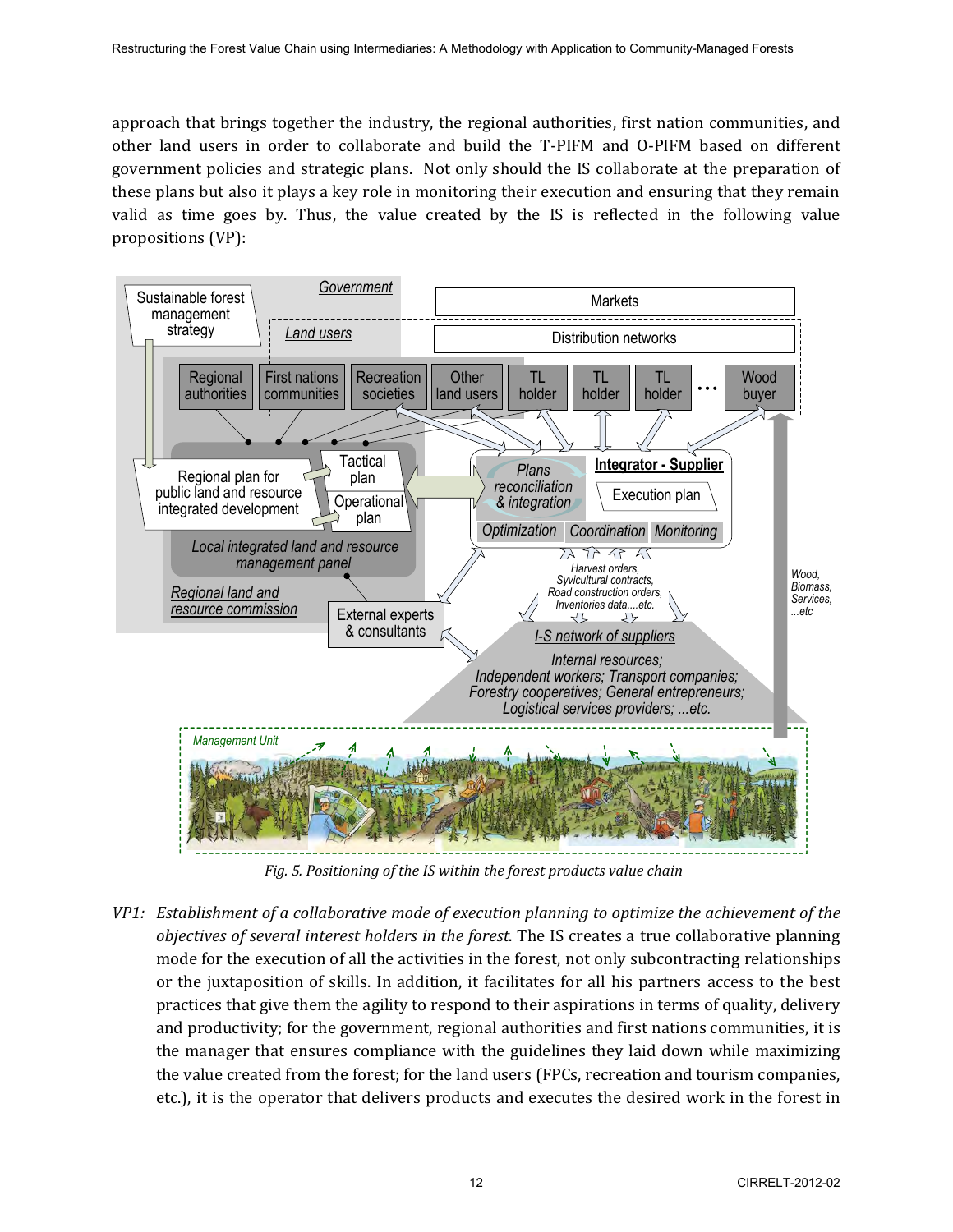approach that brings together the industry, the regional authorities, first nation communities, and other land users in order to collaborate and build the T-PIFM and O-PIFM based on different government policies and strategic plans. Not only should the IS collaborate at the preparation of these plans but also it plays a key role in monitoring their execution and ensuring that they remain valid as time goes by. Thus, the value created by the IS is reflected in the following value propositions (VP):

*Fig. 5. Positioning of the IS within the forest products value chain*

VP1: *Establishment of a collaborative mode of execution planning to optimize the achievement of the objectives of several interest holders in the forest*. The IS creates a true collaborative planning mode for the execution of all the activities in the forest, not only subcontracting relationships or the juxtaposition of skills. In addition, it facilitates for all his partners access to the best practices that give them the agility to respond to their aspirations in terms of quality, delivery and productivity; for the government, regional authorities and first nations communities, it is the manager that ensures compliance with the guidelines they laid down while maximizing the value created from the forest; for the land users (FPCs, recreation and tourism companies, etc.), it is the operator that delivers products and executes the desired work in the forest in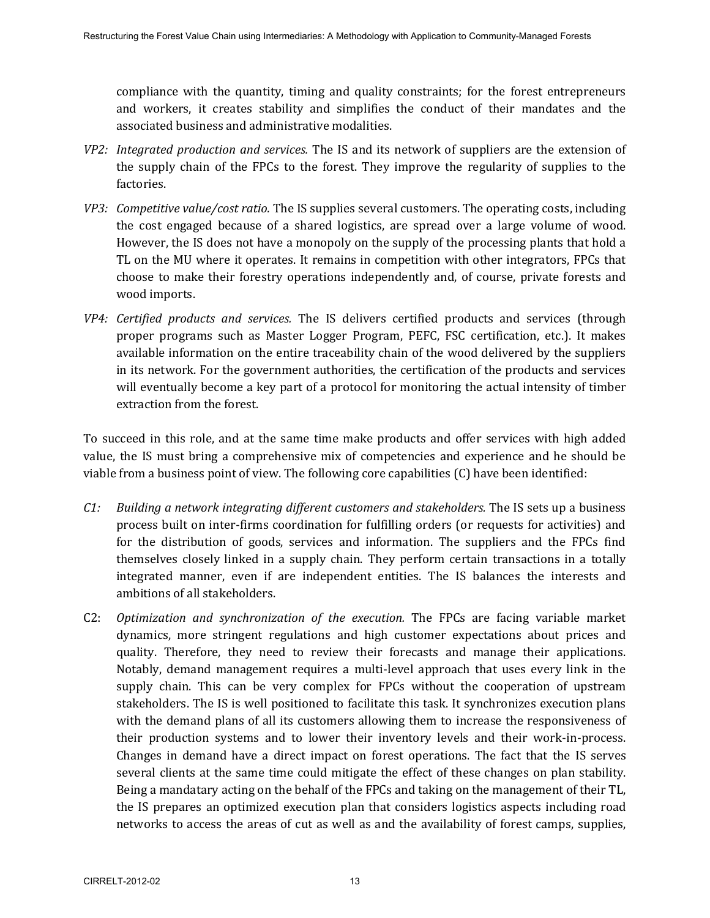compliance with the quantity, timing and quality constraints; for the forest entrepreneurs and workers, it creates stability and simplifies the conduct of their mandates and the associated business and administrative modalities.

*VP2: Integrated production and services.* The IS and its network of suppliers are the extension of the supply chain of the FPCs to the forest. They improve the regularity of supplies to the factories.

*VP3: Competitive value/cost ratio.* The IS supplies several customers. The operating costs, including the cost engaged because of a shared logistics, are spread over a large volume of wood. However, the IS does not have a monopoly on the supply of the processing plants that hold a TL on the MU where it operates. It remains in competition with other integrators, FPCs that choose to make their forestry operations independently and, of course, private forests and wood imports.

*VP4: Certified products and services.* The IS delivers certified products and services (through proper programs such as Master Logger Program, PEFC, FSC certification, etc.). It makes available information on the entire traceability chain of the wood delivered by the suppliers in its network. For the government authorities, the certification of the products and services will eventually become a key part of a protocol for monitoring the actual intensity of timber extraction from the forest.

To succeed in this role, and at the same time make products and offer services with high added value, the IS must bring a comprehensive mix of competencies and experience and he should be viable from a business point of view. The following core capabilities (C) have been identified:

*C1: Building a network integrating different customers and stakeholders.* The IS sets up a business process built on inter-firms coordination for fulfilling orders (or requests for activities) and for the distribution of goods, services and information. The suppliers and the FPCs find themselves closely linked in a supply chain. They perform certain transactions in a totally integrated manner, even if are independent entities. The IS balances the interests and ambitions of all stakeholders.

C2: *Optimization and synchronization of the execution.* The FPCs are facing variable market dynamics, more stringent regulations and high customer expectations about prices and quality. Therefore, they need to review their forecasts and manage their applications. Notably, demand management requires a multi-level approach that uses every link in the supply chain. This can be very complex for FPCs without the cooperation of upstream stakeholders. The IS is well positioned to facilitate this task. It synchronizes execution plans with the demand plans of all its customers allowing them to increase the responsiveness of their production systems and to lower their inventory levels and their work-in-process. Changes in demand have a direct impact on forest operations. The fact that the IS serves several clients at the same time could mitigate the effect of these changes on plan stability. Being a mandatary acting on the behalf of the FPCs and taking on the management of their TL, the IS prepares an optimized execution plan that considers logistics aspects including road networks to access the areas of cut as well as and the availability of forest camps, supplies,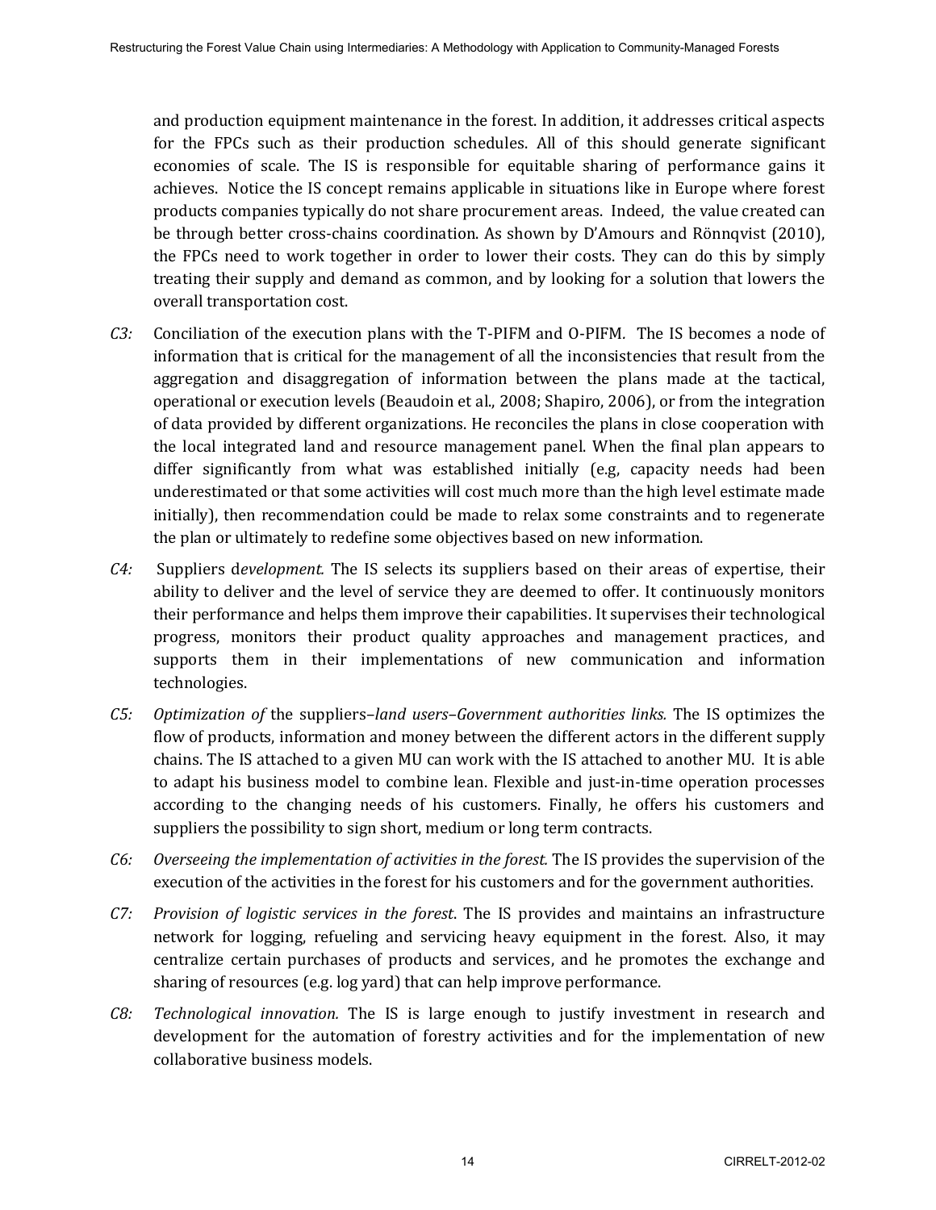and production equipment maintenance in the forest. In addition, it addresses critical aspects for the FPCs such as their production schedules. All of this should generate significant economies of scale. The IS is responsible for equitable sharing of performance gains it achieves. Notice the IS concept remains applicable in situations like in Europe where forest products companies typically do not share procurement areas. Indeed, the value created can be through better cross-chains coordination. As shown by D'Amours and Rönnqvist (2010), the FPCs need to work together in order to lower their costs. They can do this by simply treating their supply and demand as common, and by looking for a solution that lowers the overall transportation cost.

*C3:* Conciliation of the execution plans with the T-PIFM and O-PIFM*.* The IS becomes a node of information that is critical for the management of all the inconsistencies that result from the aggregation and disaggregation of information between the plans made at the tactical, operational or execution levels (Beaudoin et al., 2008; Shapiro, 2006), or from the integration of data provided by different organizations. He reconciles the plans in close cooperation with the local integrated land and resource management panel. When the final plan appears to differ significantly from what was established initially (e.g, capacity needs had been underestimated or that some activities will cost much more than the high level estimate made initially), then recommendation could be made to relax some constraints and to regenerate the plan or ultimately to redefine some objectives based on new information.

*C4:* Suppliers d*evelopment.* The IS selects its suppliers based on their areas of expertise, their ability to deliver and the level of service they are deemed to offer. It continuously monitors their performance and helps them improve their capabilities. It supervises their technological progress, monitors their product quality approaches and management practices, and supports them in their implementations of new communication and information technologies.

*C5:* *Optimization of* the suppliers–*land users–Government authorities links.* The IS optimizes the flow of products, information and money between the different actors in the different supply chains. The IS attached to a given MU can work with the IS attached to another MU. It is able to adapt his business model to combine lean. Flexible and just-in-time operation processes according to the changing needs of his customers. Finally, he offers his customers and suppliers the possibility to sign short, medium or long term contracts.

*C6:* *Overseeing the implementation of activities in the forest.* The IS provides the supervision of the execution of the activities in the forest for his customers and for the government authorities.

*C7:* *Provision of logistic services in the forest*. The IS provides and maintains an infrastructure network for logging, refueling and servicing heavy equipment in the forest. Also, it may centralize certain purchases of products and services, and he promotes the exchange and sharing of resources (e.g. log yard) that can help improve performance.

*C8:* *Technological innovation.* The IS is large enough to justify investment in research and development for the automation of forestry activities and for the implementation of new collaborative business models.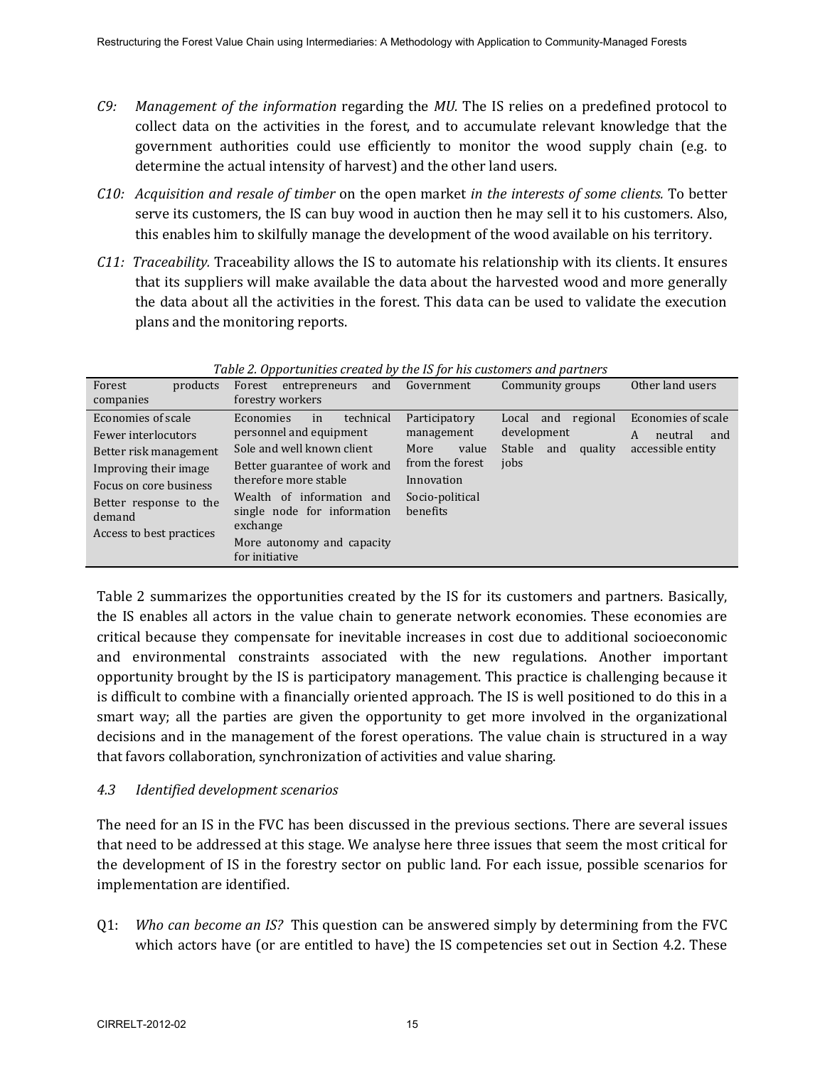- *C9: Management of the information* regarding the *MU*. The IS relies on a predefined protocol to collect data on the activities in the forest, and to accumulate relevant knowledge that the government authorities could use efficiently to monitor the wood supply chain (e.g. to determine the actual intensity of harvest) and the other land users.

- *C10: Acquisition and resale of timber* on the open market *in the interests of some clients.* To better serve its customers, the IS can buy wood in auction then he may sell it to his customers. Also, this enables him to skilfully manage the development of the wood available on his territory.

- *C11: Traceability.* Traceability allows the IS to automate his relationship with its clients. It ensures that its suppliers will make available the data about the harvested wood and more generally the data about all the activities in the forest. This data can be used to validate the execution plans and the monitoring reports.

*Table 2. Opportunities created by the IS for his customers and partners*

| Forest products companies | Forest entrepreneurs and forestry workers | Government | Community groups | Other land users |
|---|---|---|---|---|
| Economies of scale<br>Fewer interlocutors<br>Better risk management<br>Improving their image<br>Focus on core business<br>Better response to the demand<br>Access to best practices | Economies in technical personnel and equipment<br>Sole and well known client<br>Better guarantee of work and therefore more stable<br>Wealth of information and single node for information exchange<br>More autonomy and capacity for initiative | Participatory management<br>More value from the forest<br>Innovation<br>Socio-political benefits | Local and regional development<br>Stable and quality jobs | Economies of scale<br>A neutral and accessible entity |

Table 2 summarizes the opportunities created by the IS for its customers and partners. Basically, the IS enables all actors in the value chain to generate network economies. These economies are critical because they compensate for inevitable increases in cost due to additional socioeconomic and environmental constraints associated with the new regulations. Another important opportunity brought by the IS is participatory management. This practice is challenging because it is difficult to combine with a financially oriented approach. The IS is well positioned to do this in a smart way; all the parties are given the opportunity to get more involved in the organizational decisions and in the management of the forest operations. The value chain is structured in a way that favors collaboration, synchronization of activities and value sharing.

### *4.3 Identified development scenarios*

The need for an IS in the FVC has been discussed in the previous sections. There are several issues that need to be addressed at this stage. We analyse here three issues that seem the most critical for the development of IS in the forestry sector on public land. For each issue, possible scenarios for implementation are identified.

- Q1: *Who can become an IS?* This question can be answered simply by determining from the FVC which actors have (or are entitled to have) the IS competencies set out in Section 4.2. These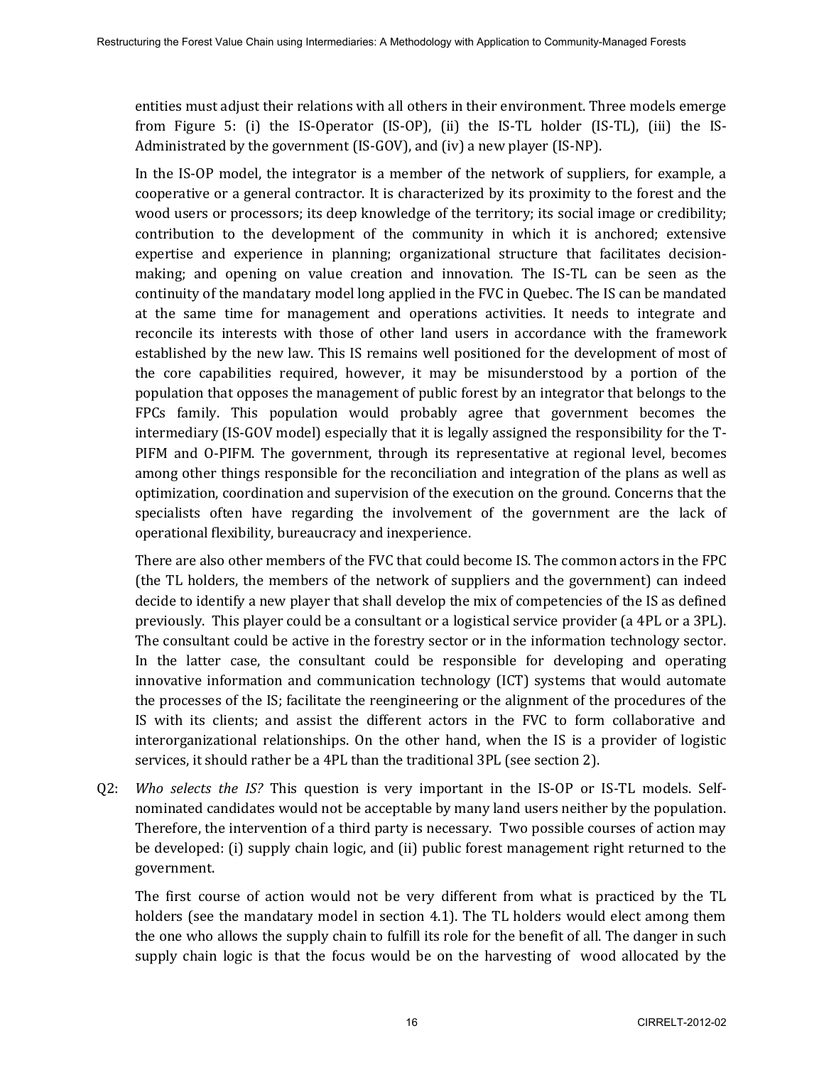entities must adjust their relations with all others in their environment. Three models emerge from Figure 5: (i) the IS-Operator (IS-OP), (ii) the IS-TL holder (IS-TL), (iii) the IS-Administrated by the government (IS-GOV), and (iv) a new player (IS-NP).

In the IS-OP model, the integrator is a member of the network of suppliers, for example, a cooperative or a general contractor. It is characterized by its proximity to the forest and the wood users or processors; its deep knowledge of the territory; its social image or credibility; contribution to the development of the community in which it is anchored; extensive expertise and experience in planning; organizational structure that facilitates decision-making; and opening on value creation and innovation. The IS-TL can be seen as the continuity of the mandatary model long applied in the FVC in Quebec. The IS can be mandated at the same time for management and operations activities. It needs to integrate and reconcile its interests with those of other land users in accordance with the framework established by the new law. This IS remains well positioned for the development of most of the core capabilities required, however, it may be misunderstood by a portion of the population that opposes the management of public forest by an integrator that belongs to the FPCs family. This population would probably agree that government becomes the intermediary (IS-GOV model) especially that it is legally assigned the responsibility for the T-PIFM and O-PIFM. The government, through its representative at regional level, becomes among other things responsible for the reconciliation and integration of the plans as well as optimization, coordination and supervision of the execution on the ground. Concerns that the specialists often have regarding the involvement of the government are the lack of operational flexibility, bureaucracy and inexperience.

There are also other members of the FVC that could become IS. The common actors in the FPC (the TL holders, the members of the network of suppliers and the government) can indeed decide to identify a new player that shall develop the mix of competencies of the IS as defined previously. This player could be a consultant or a logistical service provider (a 4PL or a 3PL). The consultant could be active in the forestry sector or in the information technology sector. In the latter case, the consultant could be responsible for developing and operating innovative information and communication technology (ICT) systems that would automate the processes of the IS; facilitate the reengineering or the alignment of the procedures of the IS with its clients; and assist the different actors in the FVC to form collaborative and interorganizational relationships. On the other hand, when the IS is a provider of logistic services, it should rather be a 4PL than the traditional 3PL (see section 2).

Q2: *Who selects the IS?* This question is very important in the IS-OP or IS-TL models. Self-nominated candidates would not be acceptable by many land users neither by the population. Therefore, the intervention of a third party is necessary. Two possible courses of action may be developed: (i) supply chain logic, and (ii) public forest management right returned to the government.

The first course of action would not be very different from what is practiced by the TL holders (see the mandatary model in section 4.1). The TL holders would elect among them the one who allows the supply chain to fulfill its role for the benefit of all. The danger in such supply chain logic is that the focus would be on the harvesting of wood allocated by the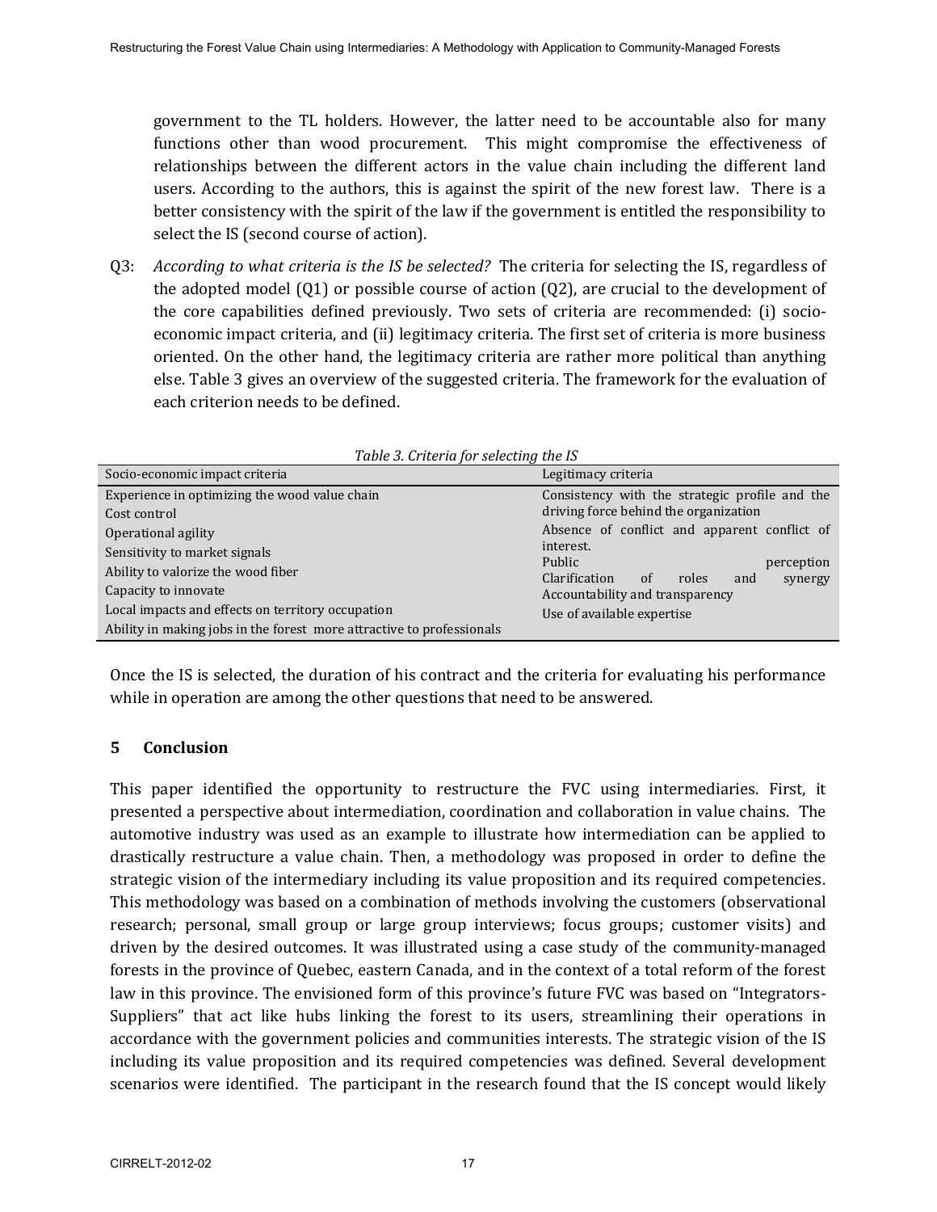government to the TL holders. However, the latter need to be accountable also for many functions other than wood procurement. This might compromise the effectiveness of relationships between the different actors in the value chain including the different land users. According to the authors, this is against the spirit of the new forest law. There is a better consistency with the spirit of the law if the government is entitled the responsibility to select the IS (second course of action).

Q3: *According to what criteria is the IS be selected?* The criteria for selecting the IS, regardless of the adopted model (Q1) or possible course of action (Q2), are crucial to the development of the core capabilities defined previously. Two sets of criteria are recommended: (i) socio-economic impact criteria, and (ii) legitimacy criteria. The first set of criteria is more business oriented. On the other hand, the legitimacy criteria are rather more political than anything else. Table 3 gives an overview of the suggested criteria. The framework for the evaluation of each criterion needs to be defined.

*Table 3. Criteria for selecting the IS*

| Socio-economic impact criteria | Legitimacy criteria |
|---|---|
| Experience in optimizing the wood value chain | Consistency with the strategic profile and the driving force behind the organization |
| Cost control | Absence of conflict and apparent conflict of interest. |
| Operational agility | Public perception |
| Sensitivity to market signals | Clarification of roles and synergy |
| Ability to valorize the wood fiber | Accountability and transparency |
| Capacity to innovate | Use of available expertise |
| Local impacts and effects on territory occupation | |
| Ability in making jobs in the forest more attractive to professionals | |

Once the IS is selected, the duration of his contract and the criteria for evaluating his performance while in operation are among the other questions that need to be answered.

## 5 Conclusion

This paper identified the opportunity to restructure the FVC using intermediaries. First, it presented a perspective about intermediation, coordination and collaboration in value chains. The automotive industry was used as an example to illustrate how intermediation can be applied to drastically restructure a value chain. Then, a methodology was proposed in order to define the strategic vision of the intermediary including its value proposition and its required competencies. This methodology was based on a combination of methods involving the customers (observational research; personal, small group or large group interviews; focus groups; customer visits) and driven by the desired outcomes. It was illustrated using a case study of the community-managed forests in the province of Quebec, eastern Canada, and in the context of a total reform of the forest law in this province. The envisioned form of this province's future FVC was based on "Integrators-Suppliers" that act like hubs linking the forest to its users, streamlining their operations in accordance with the government policies and communities interests. The strategic vision of the IS including its value proposition and its required competencies was defined. Several development scenarios were identified. The participant in the research found that the IS concept would likely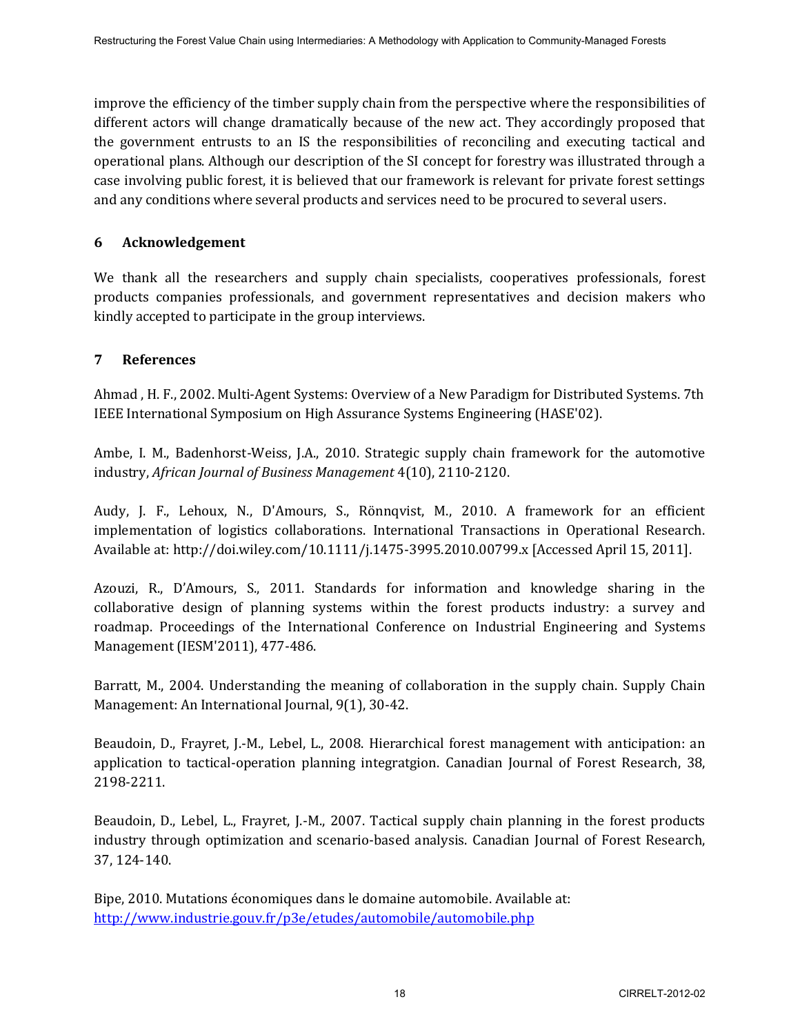improve the efficiency of the timber supply chain from the perspective where the responsibilities of different actors will change dramatically because of the new act. They accordingly proposed that the government entrusts to an IS the responsibilities of reconciling and executing tactical and operational plans. Although our description of the SI concept for forestry was illustrated through a case involving public forest, it is believed that our framework is relevant for private forest settings and any conditions where several products and services need to be procured to several users.

## 6 Acknowledgement

We thank all the researchers and supply chain specialists, cooperatives professionals, forest products companies professionals, and government representatives and decision makers who kindly accepted to participate in the group interviews.

## 7 References

Ahmad , H. F., 2002. Multi-Agent Systems: Overview of a New Paradigm for Distributed Systems. 7th IEEE International Symposium on High Assurance Systems Engineering (HASE'02).

Ambe, I. M., Badenhorst-Weiss, J.A., 2010. Strategic supply chain framework for the automotive industry, *African Journal of Business Management* 4(10), 2110-2120.

Audy, J. F., Lehoux, N., D'Amours, S., Rönnqvist, M., 2010. A framework for an efficient implementation of logistics collaborations. International Transactions in Operational Research. Available at: http://doi.wiley.com/10.1111/j.1475-3995.2010.00799.x [Accessed April 15, 2011].

Azouzi, R., D'Amours, S., 2011. Standards for information and knowledge sharing in the collaborative design of planning systems within the forest products industry: a survey and roadmap. Proceedings of the International Conference on Industrial Engineering and Systems Management (IESM'2011), 477-486.

Barratt, M., 2004. Understanding the meaning of collaboration in the supply chain. Supply Chain Management: An International Journal, 9(1), 30-42.

Beaudoin, D., Frayret, J.-M., Lebel, L., 2008. Hierarchical forest management with anticipation: an application to tactical-operation planning integratgion. Canadian Journal of Forest Research, 38, 2198-2211.

Beaudoin, D., Lebel, L., Frayret, J.-M., 2007. Tactical supply chain planning in the forest products industry through optimization and scenario-based analysis. Canadian Journal of Forest Research, 37, 124-140.

Bipe, 2010. Mutations économiques dans le domaine automobile. Available at: http://www.industrie.gouv.fr/p3e/etudes/automobile/automobile.php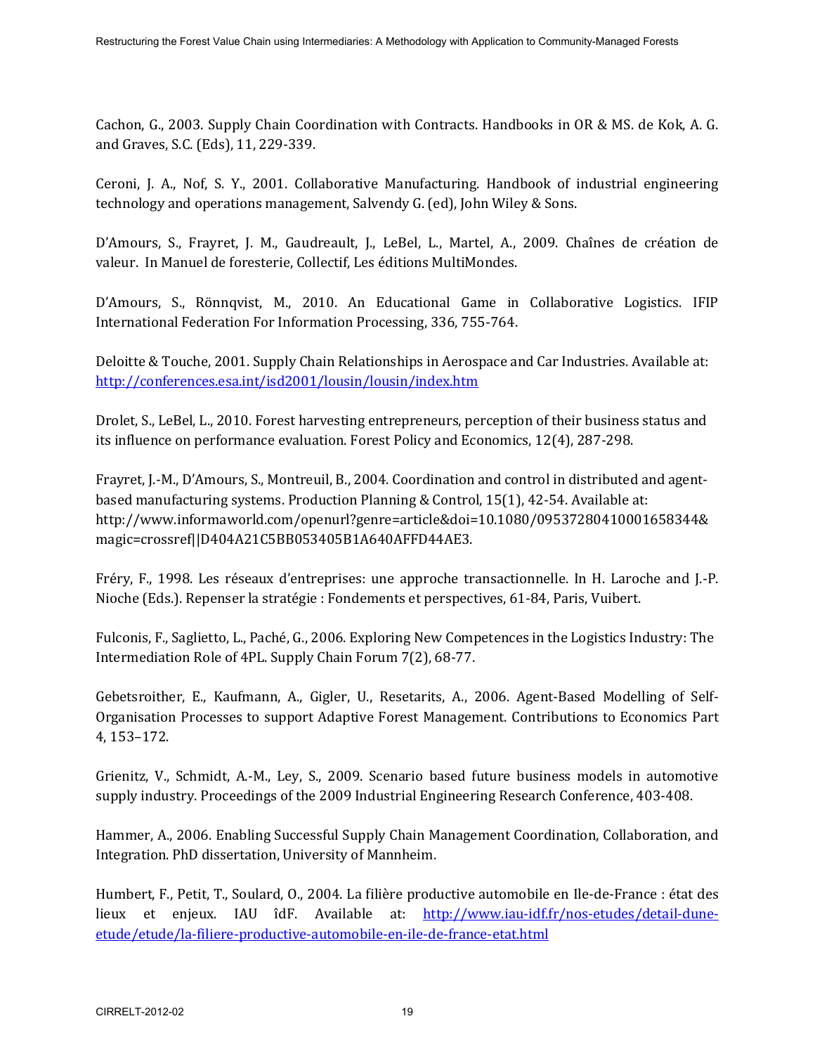Cachon, G., 2003. Supply Chain Coordination with Contracts. Handbooks in OR & MS. de Kok, A. G. and Graves, S.C. (Eds), 11, 229-339.

Ceroni, J. A., Nof, S. Y., 2001. Collaborative Manufacturing. Handbook of industrial engineering technology and operations management, Salvendy G. (ed), John Wiley & Sons.

D'Amours, S., Frayret, J. M., Gaudreault, J., LeBel, L., Martel, A., 2009. Chaînes de création de valeur. In Manuel de foresterie, Collectif, Les éditions MultiMondes.

D'Amours, S., Rönnqvist, M., 2010. An Educational Game in Collaborative Logistics. IFIP International Federation For Information Processing, 336, 755-764.

Deloitte & Touche, 2001. Supply Chain Relationships in Aerospace and Car Industries. Available at: http://conferences.esa.int/isd2001/lousin/lousin/index.htm

Drolet, S., LeBel, L., 2010. Forest harvesting entrepreneurs, perception of their business status and its influence on performance evaluation. Forest Policy and Economics, 12(4), 287-298.

Frayret, J.-M., D'Amours, S., Montreuil, B., 2004. Coordination and control in distributed and agent-based manufacturing systems. Production Planning & Control, 15(1), 42-54. Available at: http://www.informaworld.com/openurl?genre=article&doi=10.1080/09537280410001658344&magic=crossref||D404A21C5BB053405B1A640AFFD44AE3.

Fréry, F., 1998. Les réseaux d'entreprises: une approche transactionnelle. In H. Laroche and J.-P. Nioche (Eds.). Repenser la stratégie : Fondements et perspectives, 61-84, Paris, Vuibert.

Fulconis, F., Saglietto, L., Paché, G., 2006. Exploring New Competences in the Logistics Industry: The Intermediation Role of 4PL. Supply Chain Forum 7(2), 68-77.

Gebetsroither, E., Kaufmann, A., Gigler, U., Resetarits, A., 2006. Agent-Based Modelling of Self-Organisation Processes to support Adaptive Forest Management. Contributions to Economics Part 4, 153–172.

Grienitz, V., Schmidt, A.-M., Ley, S., 2009. Scenario based future business models in automotive supply industry. Proceedings of the 2009 Industrial Engineering Research Conference, 403-408.

Hammer, A., 2006. Enabling Successful Supply Chain Management Coordination, Collaboration, and Integration. PhD dissertation, University of Mannheim.

Humbert, F., Petit, T., Soulard, O., 2004. La filière productive automobile en Ile-de-France : état des lieux et enjeux. IAU îdF. Available at: http://www.iau-idf.fr/nos-etudes/detail-dune-etude/etude/la-filiere-productive-automobile-en-ile-de-france-etat.html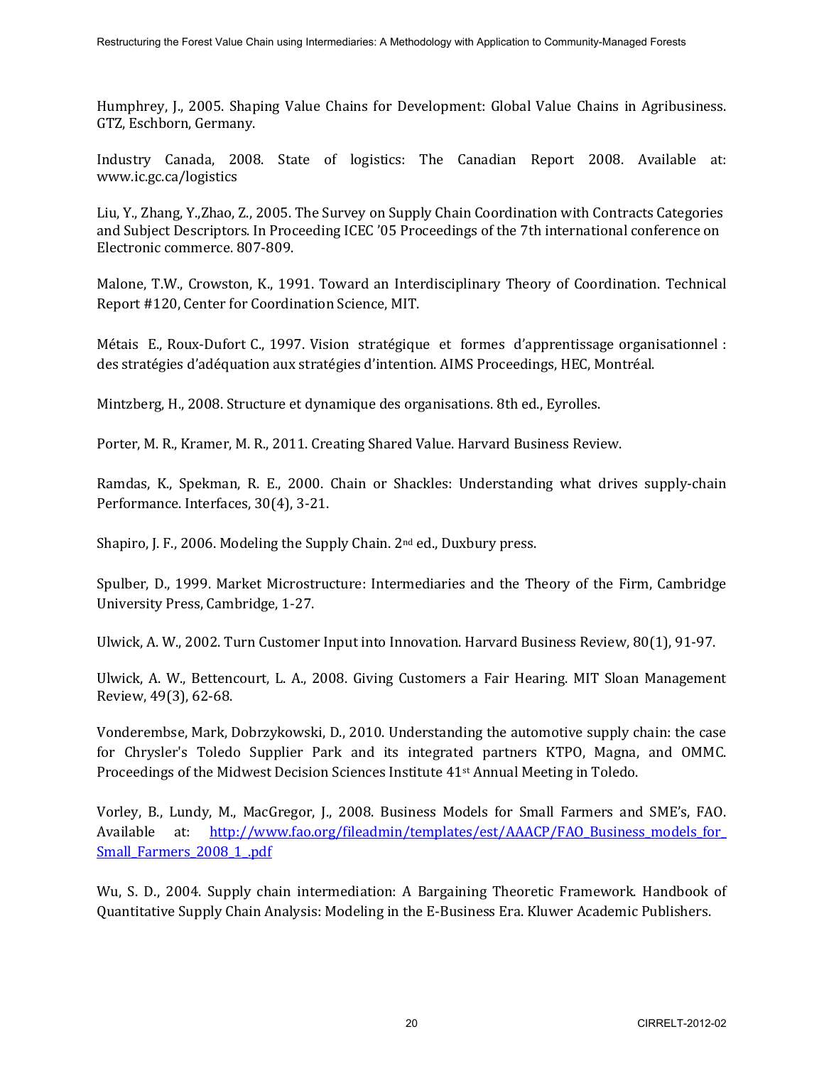Humphrey, J., 2005. Shaping Value Chains for Development: Global Value Chains in Agribusiness. GTZ, Eschborn, Germany.

Industry Canada, 2008. State of logistics: The Canadian Report 2008. Available at: www.ic.gc.ca/logistics

Liu, Y., Zhang, Y.,Zhao, Z., 2005. The Survey on Supply Chain Coordination with Contracts Categories and Subject Descriptors. In Proceeding ICEC '05 Proceedings of the 7th international conference on Electronic commerce. 807-809.

Malone, T.W., Crowston, K., 1991. Toward an Interdisciplinary Theory of Coordination. Technical Report #120, Center for Coordination Science, MIT.

Métais E., Roux-Dufort C., 1997. Vision stratégique et formes d'apprentissage organisationnel : des stratégies d'adéquation aux stratégies d'intention. AIMS Proceedings, HEC, Montréal.

Mintzberg, H., 2008. Structure et dynamique des organisations. 8th ed., Eyrolles.

Porter, M. R., Kramer, M. R., 2011. Creating Shared Value. Harvard Business Review.

Ramdas, K., Spekman, R. E., 2000. Chain or Shackles: Understanding what drives supply-chain Performance. Interfaces, 30(4), 3-21.

Shapiro, J. F., 2006. Modeling the Supply Chain. 2nd ed., Duxbury press.

Spulber, D., 1999. Market Microstructure: Intermediaries and the Theory of the Firm, Cambridge University Press, Cambridge, 1-27.

Ulwick, A. W., 2002. Turn Customer Input into Innovation. Harvard Business Review, 80(1), 91-97.

Ulwick, A. W., Bettencourt, L. A., 2008. Giving Customers a Fair Hearing. MIT Sloan Management Review, 49(3), 62-68.

Vonderembse, Mark, Dobrzykowski, D., 2010. Understanding the automotive supply chain: the case for Chrysler's Toledo Supplier Park and its integrated partners KTPO, Magna, and OMMC. Proceedings of the Midwest Decision Sciences Institute 41st Annual Meeting in Toledo.

Vorley, B., Lundy, M., MacGregor, J., 2008. Business Models for Small Farmers and SME's, FAO. Available at: http://www.fao.org/fileadmin/templates/est/AAACP/FAO_Business_models_for_Small_Farmers_2008_1_.pdf

Wu, S. D., 2004. Supply chain intermediation: A Bargaining Theoretic Framework. Handbook of Quantitative Supply Chain Analysis: Modeling in the E-Business Era. Kluwer Academic Publishers.